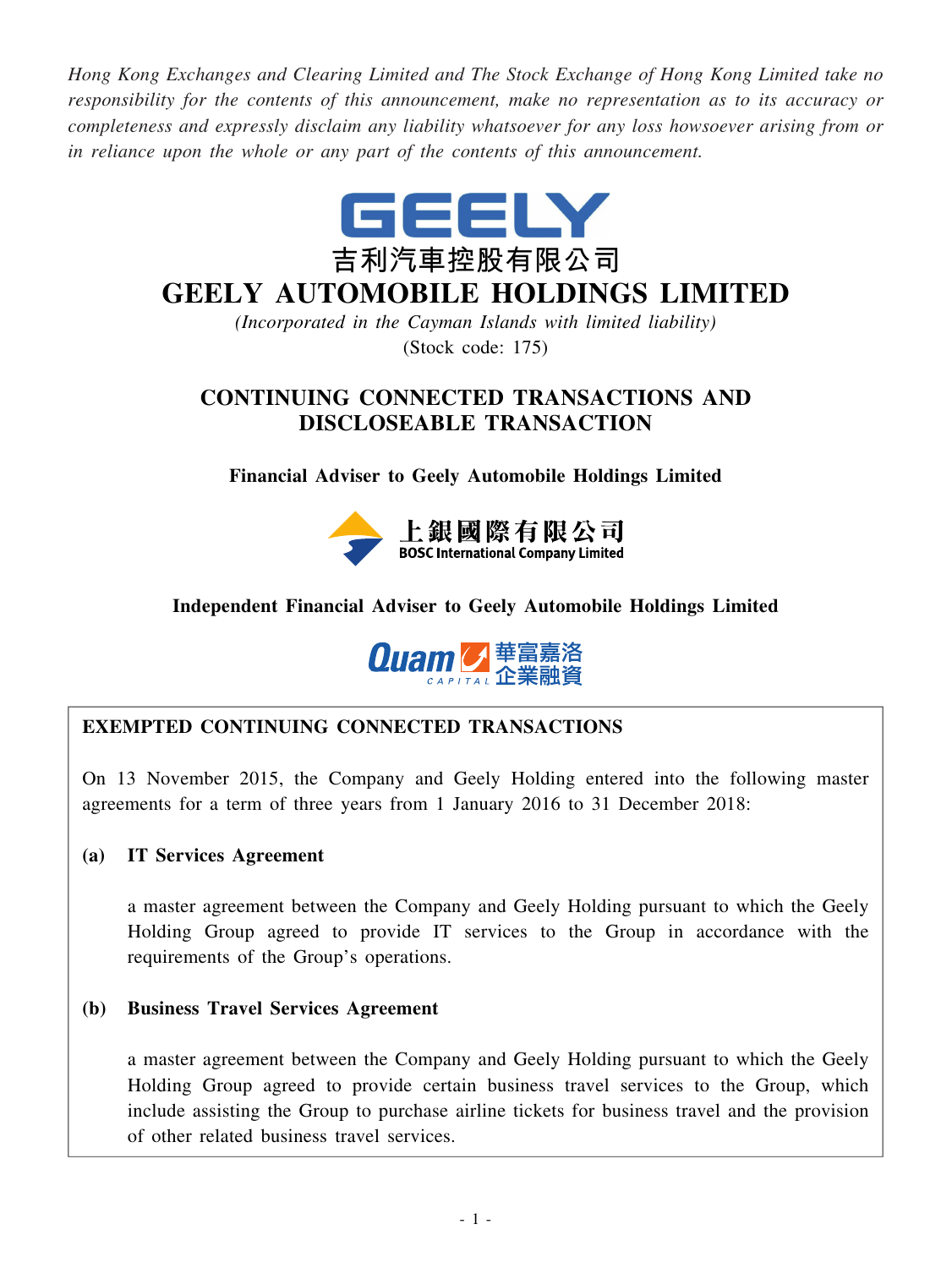*Hong Kong Exchanges and Clearing Limited and The Stock Exchange of Hong Kong Limited take no responsibility for the contents of this announcement, make no representation as to its accuracy or completeness and expressly disclaim any liability whatsoever for any loss howsoever arising from or in reliance upon the whole or any part of the contents of this announcement.*

GEELY

吉利汽車控股有限公司

# GEELY AUTOMOBILE HOLDINGS LIMITED

*(Incorporated in the Cayman Islands with limited liability)*

(Stock code: 175)

## CONTINUING CONNECTED TRANSACTIONS AND DISCLOSEABLE TRANSACTION

**Financial Adviser to Geely Automobile Holdings Limited**

上銀國際有限公司
BOSC International Company Limited

**Independent Financial Adviser to Geely Automobile Holdings Limited**

Quam CAPITAL 華富嘉洛企業融資

**EXEMPTED CONTINUING CONNECTED TRANSACTIONS**

On 13 November 2015, the Company and Geely Holding entered into the following master agreements for a term of three years from 1 January 2016 to 31 December 2018:

**(a) IT Services Agreement**

a master agreement between the Company and Geely Holding pursuant to which the Geely Holding Group agreed to provide IT services to the Group in accordance with the requirements of the Group's operations.

**(b) Business Travel Services Agreement**

a master agreement between the Company and Geely Holding pursuant to which the Geely Holding Group agreed to provide certain business travel services to the Group, which include assisting the Group to purchase airline tickets for business travel and the provision of other related business travel services.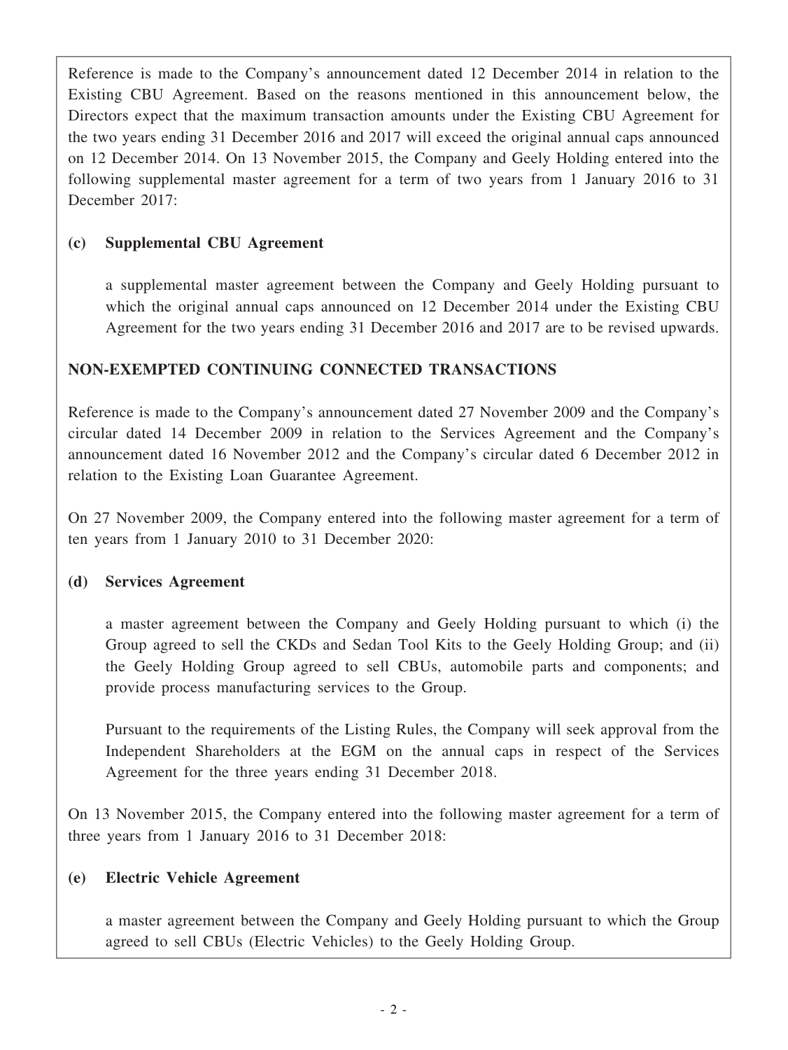Reference is made to the Company's announcement dated 12 December 2014 in relation to the Existing CBU Agreement. Based on the reasons mentioned in this announcement below, the Directors expect that the maximum transaction amounts under the Existing CBU Agreement for the two years ending 31 December 2016 and 2017 will exceed the original annual caps announced on 12 December 2014. On 13 November 2015, the Company and Geely Holding entered into the following supplemental master agreement for a term of two years from 1 January 2016 to 31 December 2017:

**(c) Supplemental CBU Agreement**

a supplemental master agreement between the Company and Geely Holding pursuant to which the original annual caps announced on 12 December 2014 under the Existing CBU Agreement for the two years ending 31 December 2016 and 2017 are to be revised upwards.

**NON-EXEMPTED CONTINUING CONNECTED TRANSACTIONS**

Reference is made to the Company's announcement dated 27 November 2009 and the Company's circular dated 14 December 2009 in relation to the Services Agreement and the Company's announcement dated 16 November 2012 and the Company's circular dated 6 December 2012 in relation to the Existing Loan Guarantee Agreement.

On 27 November 2009, the Company entered into the following master agreement for a term of ten years from 1 January 2010 to 31 December 2020:

**(d) Services Agreement**

a master agreement between the Company and Geely Holding pursuant to which (i) the Group agreed to sell the CKDs and Sedan Tool Kits to the Geely Holding Group; and (ii) the Geely Holding Group agreed to sell CBUs, automobile parts and components; and provide process manufacturing services to the Group.

Pursuant to the requirements of the Listing Rules, the Company will seek approval from the Independent Shareholders at the EGM on the annual caps in respect of the Services Agreement for the three years ending 31 December 2018.

On 13 November 2015, the Company entered into the following master agreement for a term of three years from 1 January 2016 to 31 December 2018:

**(e) Electric Vehicle Agreement**

a master agreement between the Company and Geely Holding pursuant to which the Group agreed to sell CBUs (Electric Vehicles) to the Geely Holding Group.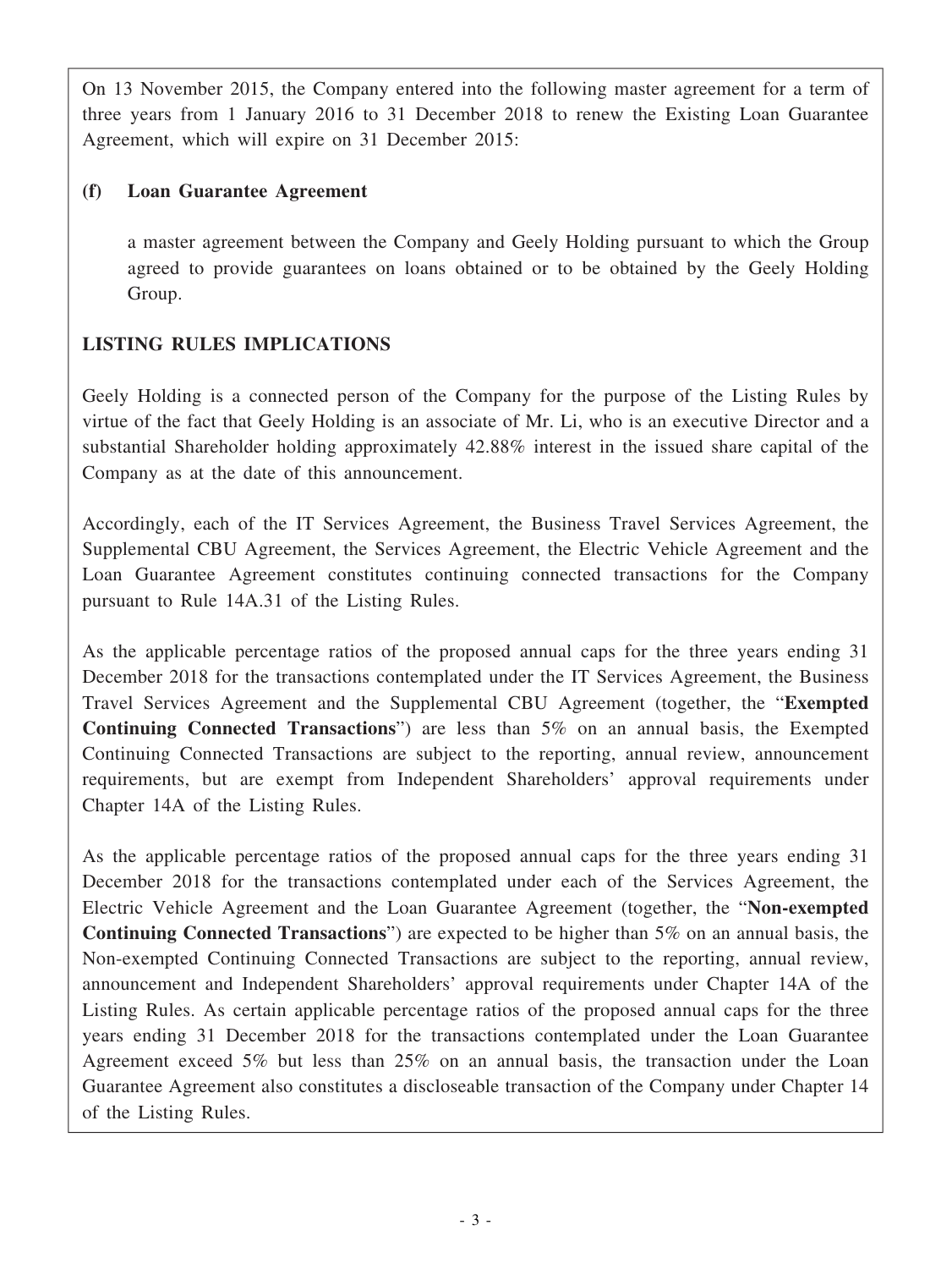On 13 November 2015, the Company entered into the following master agreement for a term of three years from 1 January 2016 to 31 December 2018 to renew the Existing Loan Guarantee Agreement, which will expire on 31 December 2015:

**(f) Loan Guarantee Agreement**

a master agreement between the Company and Geely Holding pursuant to which the Group agreed to provide guarantees on loans obtained or to be obtained by the Geely Holding Group.

## LISTING RULES IMPLICATIONS

Geely Holding is a connected person of the Company for the purpose of the Listing Rules by virtue of the fact that Geely Holding is an associate of Mr. Li, who is an executive Director and a substantial Shareholder holding approximately 42.88% interest in the issued share capital of the Company as at the date of this announcement.

Accordingly, each of the IT Services Agreement, the Business Travel Services Agreement, the Supplemental CBU Agreement, the Services Agreement, the Electric Vehicle Agreement and the Loan Guarantee Agreement constitutes continuing connected transactions for the Company pursuant to Rule 14A.31 of the Listing Rules.

As the applicable percentage ratios of the proposed annual caps for the three years ending 31 December 2018 for the transactions contemplated under the IT Services Agreement, the Business Travel Services Agreement and the Supplemental CBU Agreement (together, the "**Exempted Continuing Connected Transactions**") are less than 5% on an annual basis, the Exempted Continuing Connected Transactions are subject to the reporting, annual review, announcement requirements, but are exempt from Independent Shareholders' approval requirements under Chapter 14A of the Listing Rules.

As the applicable percentage ratios of the proposed annual caps for the three years ending 31 December 2018 for the transactions contemplated under each of the Services Agreement, the Electric Vehicle Agreement and the Loan Guarantee Agreement (together, the "**Non-exempted Continuing Connected Transactions**") are expected to be higher than 5% on an annual basis, the Non-exempted Continuing Connected Transactions are subject to the reporting, annual review, announcement and Independent Shareholders' approval requirements under Chapter 14A of the Listing Rules. As certain applicable percentage ratios of the proposed annual caps for the three years ending 31 December 2018 for the transactions contemplated under the Loan Guarantee Agreement exceed 5% but less than 25% on an annual basis, the transaction under the Loan Guarantee Agreement also constitutes a discloseable transaction of the Company under Chapter 14 of the Listing Rules.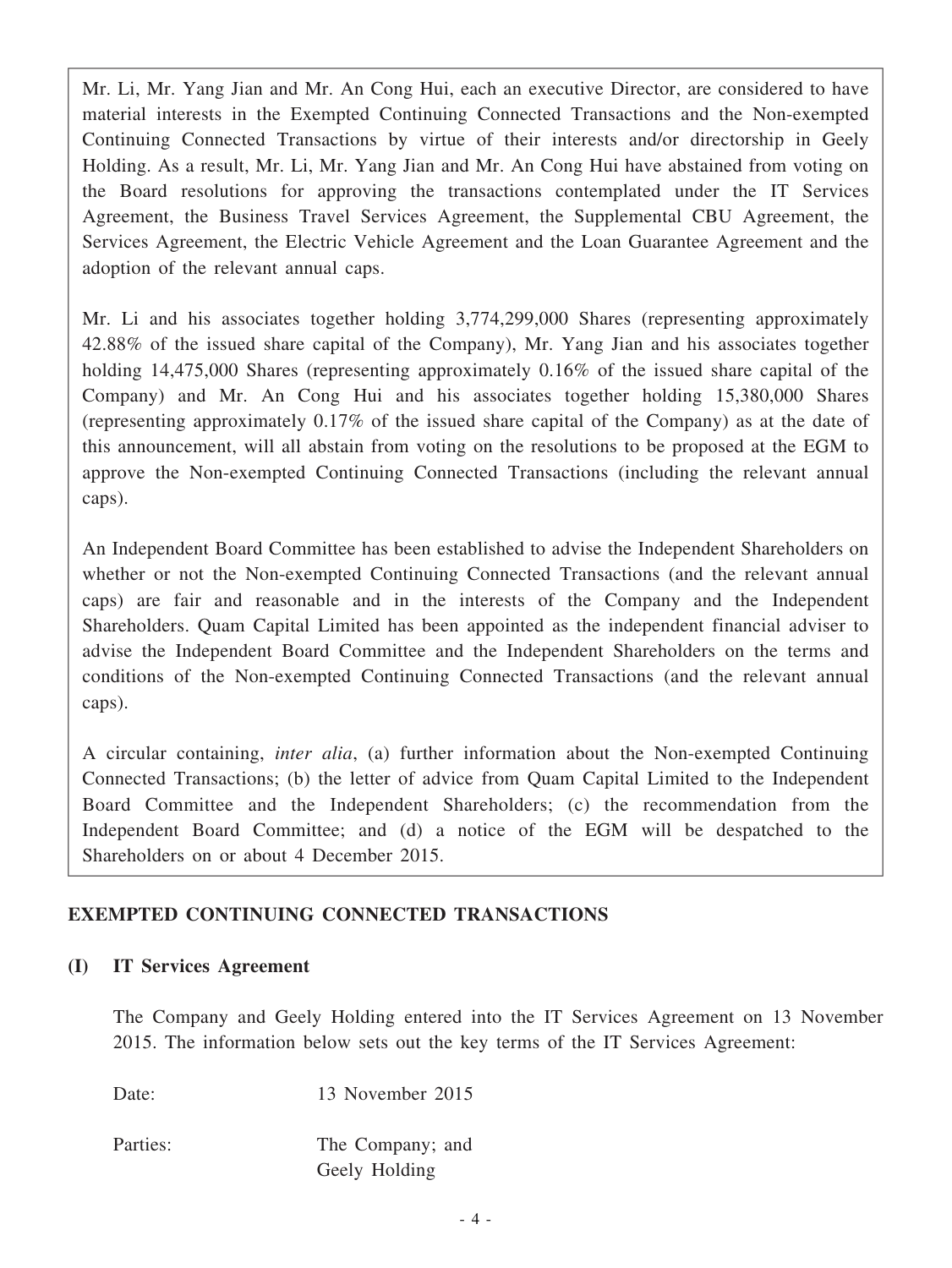Mr. Li, Mr. Yang Jian and Mr. An Cong Hui, each an executive Director, are considered to have material interests in the Exempted Continuing Connected Transactions and the Non-exempted Continuing Connected Transactions by virtue of their interests and/or directorship in Geely Holding. As a result, Mr. Li, Mr. Yang Jian and Mr. An Cong Hui have abstained from voting on the Board resolutions for approving the transactions contemplated under the IT Services Agreement, the Business Travel Services Agreement, the Supplemental CBU Agreement, the Services Agreement, the Electric Vehicle Agreement and the Loan Guarantee Agreement and the adoption of the relevant annual caps.

Mr. Li and his associates together holding 3,774,299,000 Shares (representing approximately 42.88% of the issued share capital of the Company), Mr. Yang Jian and his associates together holding 14,475,000 Shares (representing approximately 0.16% of the issued share capital of the Company) and Mr. An Cong Hui and his associates together holding 15,380,000 Shares (representing approximately 0.17% of the issued share capital of the Company) as at the date of this announcement, will all abstain from voting on the resolutions to be proposed at the EGM to approve the Non-exempted Continuing Connected Transactions (including the relevant annual caps).

An Independent Board Committee has been established to advise the Independent Shareholders on whether or not the Non-exempted Continuing Connected Transactions (and the relevant annual caps) are fair and reasonable and in the interests of the Company and the Independent Shareholders. Quam Capital Limited has been appointed as the independent financial adviser to advise the Independent Board Committee and the Independent Shareholders on the terms and conditions of the Non-exempted Continuing Connected Transactions (and the relevant annual caps).

A circular containing, *inter alia*, (a) further information about the Non-exempted Continuing Connected Transactions; (b) the letter of advice from Quam Capital Limited to the Independent Board Committee and the Independent Shareholders; (c) the recommendation from the Independent Board Committee; and (d) a notice of the EGM will be despatched to the Shareholders on or about 4 December 2015.

## EXEMPTED CONTINUING CONNECTED TRANSACTIONS

### (I) IT Services Agreement

The Company and Geely Holding entered into the IT Services Agreement on 13 November 2015. The information below sets out the key terms of the IT Services Agreement:

Date: 13 November 2015

Parties: The Company; and
Geely Holding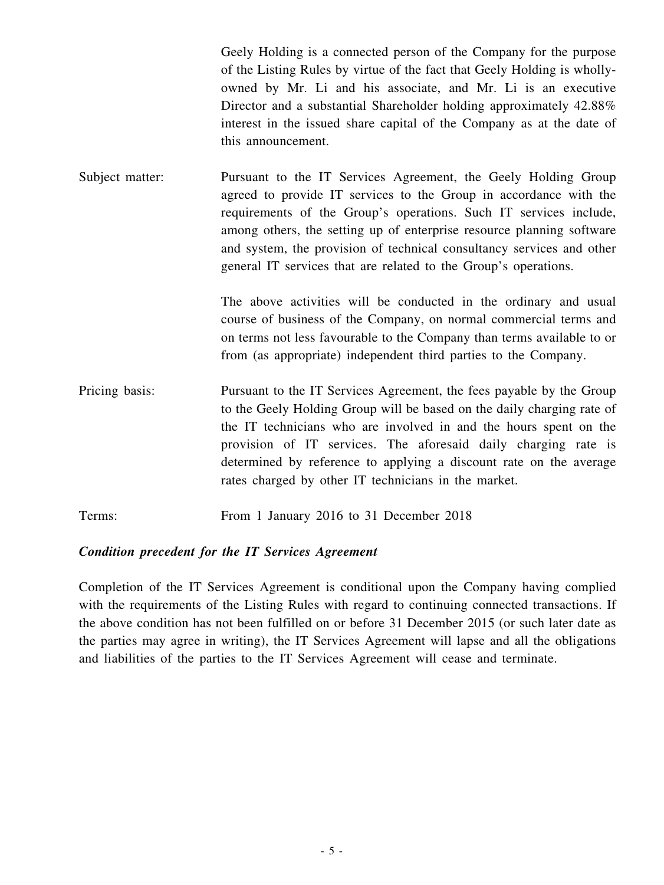| | |
|---|---|
| | Geely Holding is a connected person of the Company for the purpose of the Listing Rules by virtue of the fact that Geely Holding is wholly-owned by Mr. Li and his associate, and Mr. Li is an executive Director and a substantial Shareholder holding approximately 42.88% interest in the issued share capital of the Company as at the date of this announcement. |
| Subject matter: | Pursuant to the IT Services Agreement, the Geely Holding Group agreed to provide IT services to the Group in accordance with the requirements of the Group's operations. Such IT services include, among others, the setting up of enterprise resource planning software and system, the provision of technical consultancy services and other general IT services that are related to the Group's operations.<br><br>The above activities will be conducted in the ordinary and usual course of business of the Company, on normal commercial terms and on terms not less favourable to the Company than terms available to or from (as appropriate) independent third parties to the Company. |
| Pricing basis: | Pursuant to the IT Services Agreement, the fees payable by the Group to the Geely Holding Group will be based on the daily charging rate of the IT technicians who are involved in and the hours spent on the provision of IT services. The aforesaid daily charging rate is determined by reference to applying a discount rate on the average rates charged by other IT technicians in the market. |
| Terms: | From 1 January 2016 to 31 December 2018 |

***Condition precedent for the IT Services Agreement***

Completion of the IT Services Agreement is conditional upon the Company having complied with the requirements of the Listing Rules with regard to continuing connected transactions. If the above condition has not been fulfilled on or before 31 December 2015 (or such later date as the parties may agree in writing), the IT Services Agreement will lapse and all the obligations and liabilities of the parties to the IT Services Agreement will cease and terminate.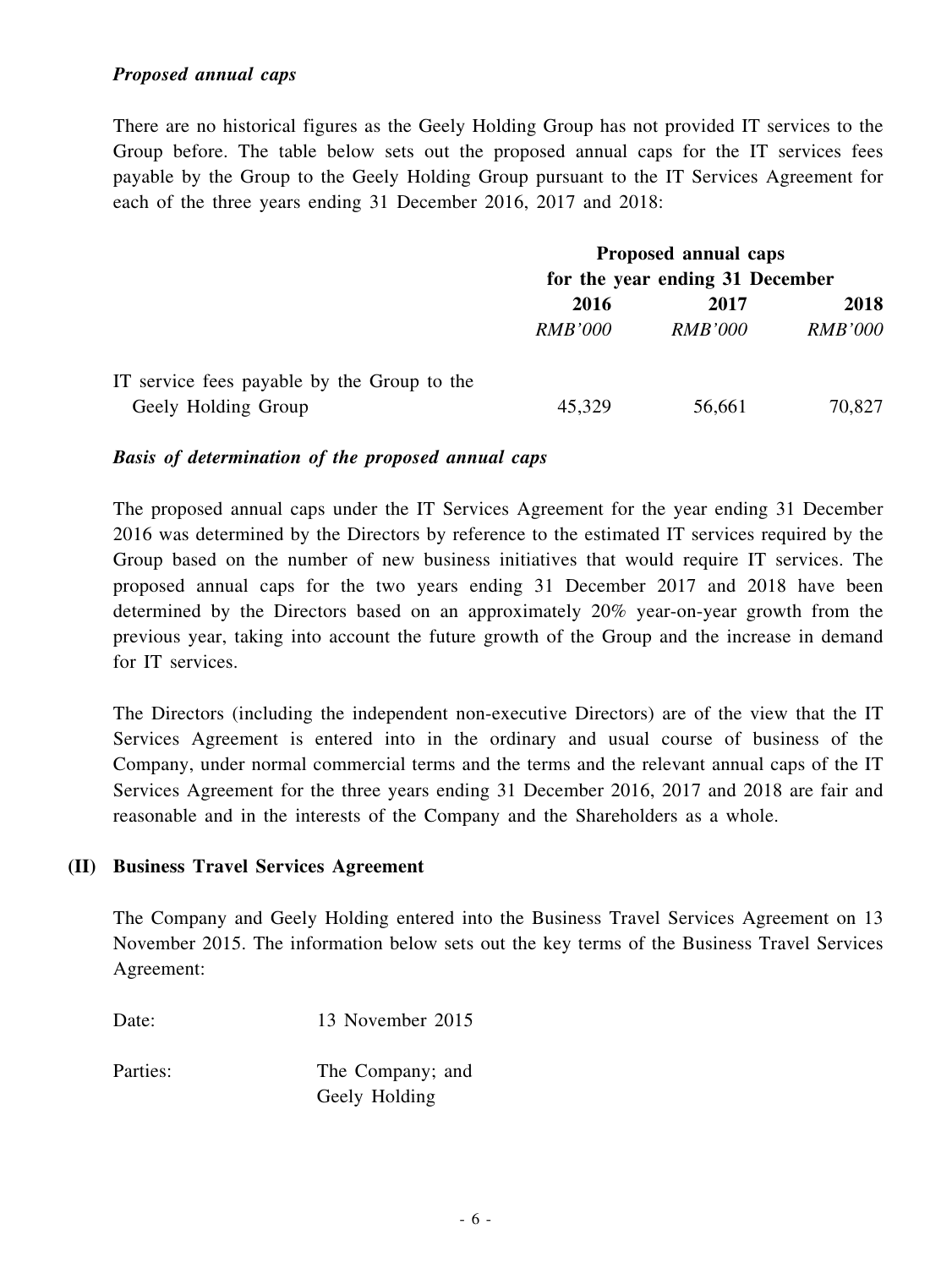*Proposed annual caps*

There are no historical figures as the Geely Holding Group has not provided IT services to the Group before. The table below sets out the proposed annual caps for the IT services fees payable by the Group to the Geely Holding Group pursuant to the IT Services Agreement for each of the three years ending 31 December 2016, 2017 and 2018:

| | **Proposed annual caps for the year ending 31 December** | | |
|---|---|---|---|
| | **2016** | **2017** | **2018** |
| | *RMB'000* | *RMB'000* | *RMB'000* |
| IT service fees payable by the Group to the Geely Holding Group | 45,329 | 56,661 | 70,827 |

*Basis of determination of the proposed annual caps*

The proposed annual caps under the IT Services Agreement for the year ending 31 December 2016 was determined by the Directors by reference to the estimated IT services required by the Group based on the number of new business initiatives that would require IT services. The proposed annual caps for the two years ending 31 December 2017 and 2018 have been determined by the Directors based on an approximately 20% year-on-year growth from the previous year, taking into account the future growth of the Group and the increase in demand for IT services.

The Directors (including the independent non-executive Directors) are of the view that the IT Services Agreement is entered into in the ordinary and usual course of business of the Company, under normal commercial terms and the terms and the relevant annual caps of the IT Services Agreement for the three years ending 31 December 2016, 2017 and 2018 are fair and reasonable and in the interests of the Company and the Shareholders as a whole.

**(II) Business Travel Services Agreement**

The Company and Geely Holding entered into the Business Travel Services Agreement on 13 November 2015. The information below sets out the key terms of the Business Travel Services Agreement:

Date: 13 November 2015

Parties: The Company; and
Geely Holding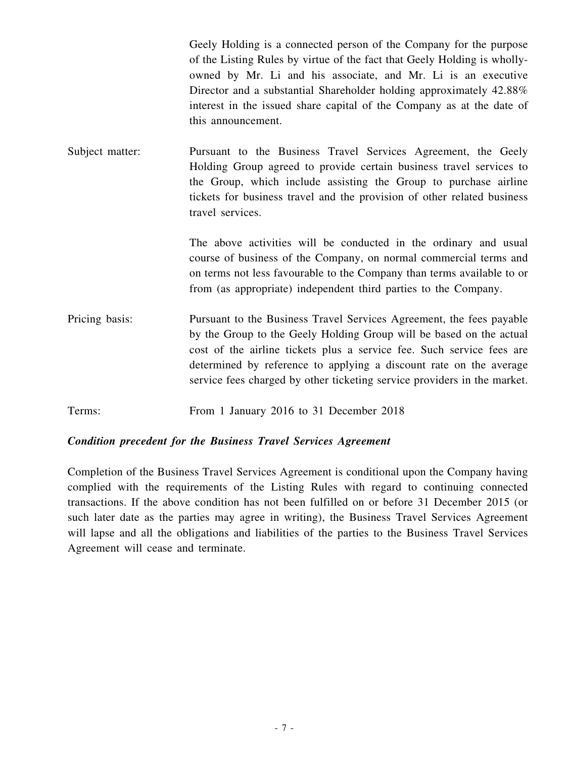Geely Holding is a connected person of the Company for the purpose of the Listing Rules by virtue of the fact that Geely Holding is wholly-owned by Mr. Li and his associate, and Mr. Li is an executive Director and a substantial Shareholder holding approximately 42.88% interest in the issued share capital of the Company as at the date of this announcement.

Subject matter: Pursuant to the Business Travel Services Agreement, the Geely Holding Group agreed to provide certain business travel services to the Group, which include assisting the Group to purchase airline tickets for business travel and the provision of other related business travel services.

The above activities will be conducted in the ordinary and usual course of business of the Company, on normal commercial terms and on terms not less favourable to the Company than terms available to or from (as appropriate) independent third parties to the Company.

Pricing basis: Pursuant to the Business Travel Services Agreement, the fees payable by the Group to the Geely Holding Group will be based on the actual cost of the airline tickets plus a service fee. Such service fees are determined by reference to applying a discount rate on the average service fees charged by other ticketing service providers in the market.

Terms: From 1 January 2016 to 31 December 2018

***Condition precedent for the Business Travel Services Agreement***

Completion of the Business Travel Services Agreement is conditional upon the Company having complied with the requirements of the Listing Rules with regard to continuing connected transactions. If the above condition has not been fulfilled on or before 31 December 2015 (or such later date as the parties may agree in writing), the Business Travel Services Agreement will lapse and all the obligations and liabilities of the parties to the Business Travel Services Agreement will cease and terminate.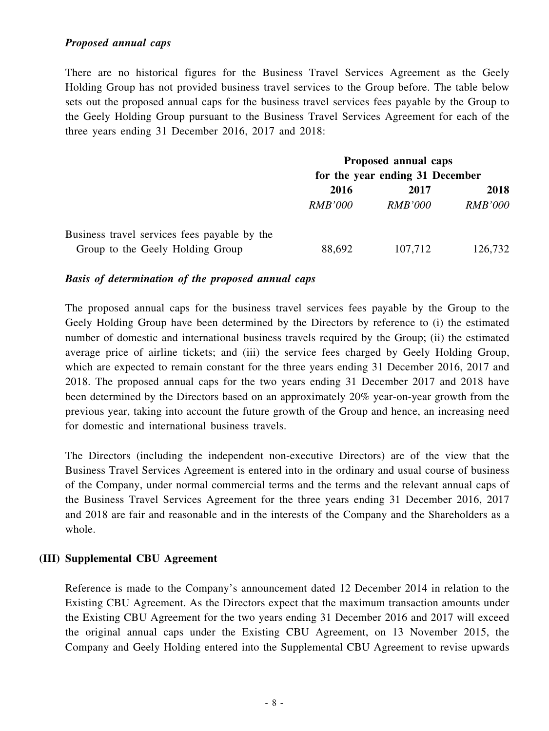*Proposed annual caps*

There are no historical figures for the Business Travel Services Agreement as the Geely Holding Group has not provided business travel services to the Group before. The table below sets out the proposed annual caps for the business travel services fees payable by the Group to the Geely Holding Group pursuant to the Business Travel Services Agreement for each of the three years ending 31 December 2016, 2017 and 2018:

| | Proposed annual caps for the year ending 31 December | | |
|---|---|---|---|
| | **2016** | **2017** | **2018** |
| | *RMB'000* | *RMB'000* | *RMB'000* |
| Business travel services fees payable by the Group to the Geely Holding Group | 88,692 | 107,712 | 126,732 |

*Basis of determination of the proposed annual caps*

The proposed annual caps for the business travel services fees payable by the Group to the Geely Holding Group have been determined by the Directors by reference to (i) the estimated number of domestic and international business travels required by the Group; (ii) the estimated average price of airline tickets; and (iii) the service fees charged by Geely Holding Group, which are expected to remain constant for the three years ending 31 December 2016, 2017 and 2018. The proposed annual caps for the two years ending 31 December 2017 and 2018 have been determined by the Directors based on an approximately 20% year-on-year growth from the previous year, taking into account the future growth of the Group and hence, an increasing need for domestic and international business travels.

The Directors (including the independent non-executive Directors) are of the view that the Business Travel Services Agreement is entered into in the ordinary and usual course of business of the Company, under normal commercial terms and the terms and the relevant annual caps of the Business Travel Services Agreement for the three years ending 31 December 2016, 2017 and 2018 are fair and reasonable and in the interests of the Company and the Shareholders as a whole.

**(III) Supplemental CBU Agreement**

Reference is made to the Company's announcement dated 12 December 2014 in relation to the Existing CBU Agreement. As the Directors expect that the maximum transaction amounts under the Existing CBU Agreement for the two years ending 31 December 2016 and 2017 will exceed the original annual caps under the Existing CBU Agreement, on 13 November 2015, the Company and Geely Holding entered into the Supplemental CBU Agreement to revise upwards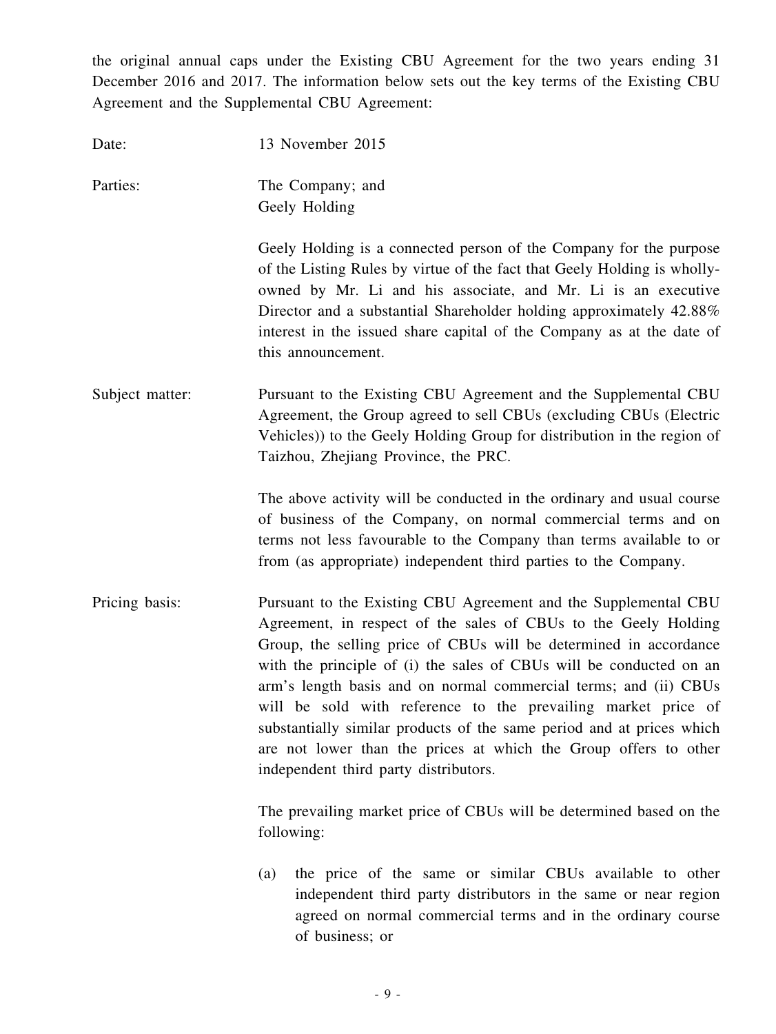the original annual caps under the Existing CBU Agreement for the two years ending 31 December 2016 and 2017. The information below sets out the key terms of the Existing CBU Agreement and the Supplemental CBU Agreement:

Date: 13 November 2015

Parties: The Company; and
Geely Holding

Geely Holding is a connected person of the Company for the purpose of the Listing Rules by virtue of the fact that Geely Holding is wholly-owned by Mr. Li and his associate, and Mr. Li is an executive Director and a substantial Shareholder holding approximately 42.88% interest in the issued share capital of the Company as at the date of this announcement.

Subject matter: Pursuant to the Existing CBU Agreement and the Supplemental CBU Agreement, the Group agreed to sell CBUs (excluding CBUs (Electric Vehicles)) to the Geely Holding Group for distribution in the region of Taizhou, Zhejiang Province, the PRC.

The above activity will be conducted in the ordinary and usual course of business of the Company, on normal commercial terms and on terms not less favourable to the Company than terms available to or from (as appropriate) independent third parties to the Company.

Pricing basis: Pursuant to the Existing CBU Agreement and the Supplemental CBU Agreement, in respect of the sales of CBUs to the Geely Holding Group, the selling price of CBUs will be determined in accordance with the principle of (i) the sales of CBUs will be conducted on an arm's length basis and on normal commercial terms; and (ii) CBUs will be sold with reference to the prevailing market price of substantially similar products of the same period and at prices which are not lower than the prices at which the Group offers to other independent third party distributors.

The prevailing market price of CBUs will be determined based on the following:

(a) the price of the same or similar CBUs available to other independent third party distributors in the same or near region agreed on normal commercial terms and in the ordinary course of business; or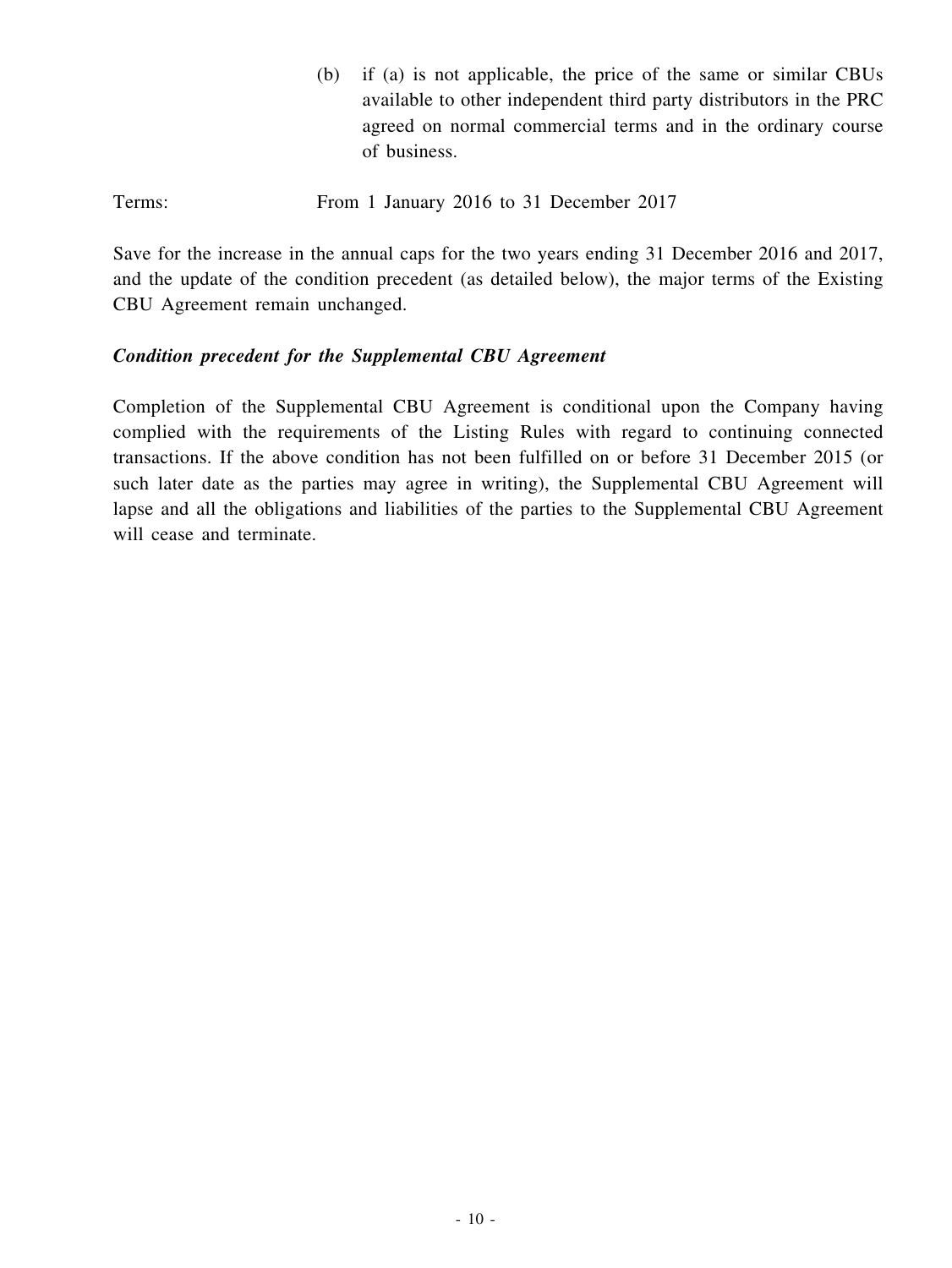(b) if (a) is not applicable, the price of the same or similar CBUs available to other independent third party distributors in the PRC agreed on normal commercial terms and in the ordinary course of business.

Terms: From 1 January 2016 to 31 December 2017

Save for the increase in the annual caps for the two years ending 31 December 2016 and 2017, and the update of the condition precedent (as detailed below), the major terms of the Existing CBU Agreement remain unchanged.

***Condition precedent for the Supplemental CBU Agreement***

Completion of the Supplemental CBU Agreement is conditional upon the Company having complied with the requirements of the Listing Rules with regard to continuing connected transactions. If the above condition has not been fulfilled on or before 31 December 2015 (or such later date as the parties may agree in writing), the Supplemental CBU Agreement will lapse and all the obligations and liabilities of the parties to the Supplemental CBU Agreement will cease and terminate.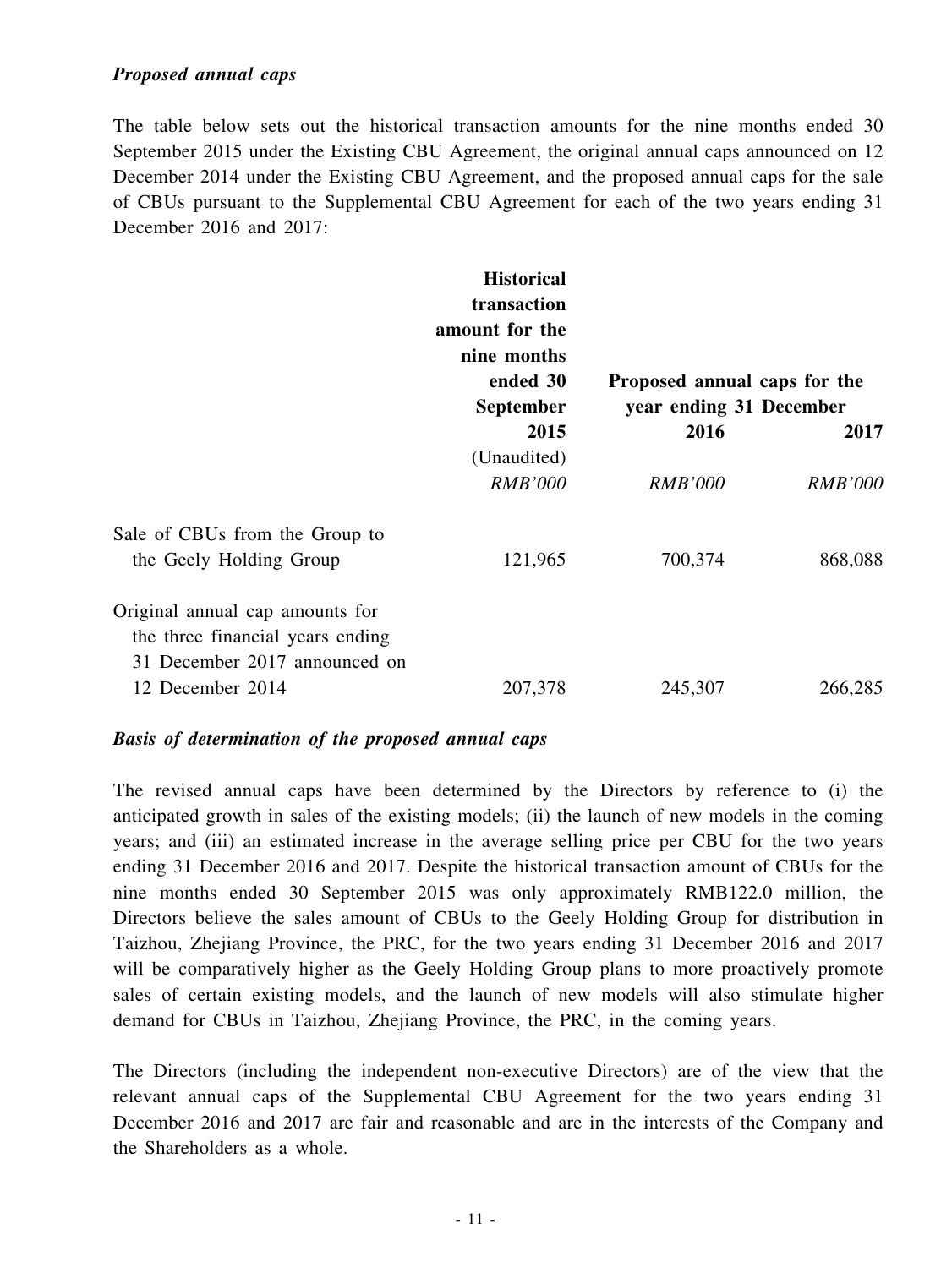*Proposed annual caps*

The table below sets out the historical transaction amounts for the nine months ended 30 September 2015 under the Existing CBU Agreement, the original annual caps announced on 12 December 2014 under the Existing CBU Agreement, and the proposed annual caps for the sale of CBUs pursuant to the Supplemental CBU Agreement for each of the two years ending 31 December 2016 and 2017:

| | **Historical transaction amount for the nine months ended 30 September** | **Proposed annual caps for the year ending 31 December** | |
|---|---|---|---|
| | **2015** | **2016** | **2017** |
| | (Unaudited) | | |
| | *RMB'000* | *RMB'000* | *RMB'000* |
| Sale of CBUs from the Group to the Geely Holding Group | 121,965 | 700,374 | 868,088 |
| Original annual cap amounts for the three financial years ending 31 December 2017 announced on 12 December 2014 | 207,378 | 245,307 | 266,285 |

*Basis of determination of the proposed annual caps*

The revised annual caps have been determined by the Directors by reference to (i) the anticipated growth in sales of the existing models; (ii) the launch of new models in the coming years; and (iii) an estimated increase in the average selling price per CBU for the two years ending 31 December 2016 and 2017. Despite the historical transaction amount of CBUs for the nine months ended 30 September 2015 was only approximately RMB122.0 million, the Directors believe the sales amount of CBUs to the Geely Holding Group for distribution in Taizhou, Zhejiang Province, the PRC, for the two years ending 31 December 2016 and 2017 will be comparatively higher as the Geely Holding Group plans to more proactively promote sales of certain existing models, and the launch of new models will also stimulate higher demand for CBUs in Taizhou, Zhejiang Province, the PRC, in the coming years.

The Directors (including the independent non-executive Directors) are of the view that the relevant annual caps of the Supplemental CBU Agreement for the two years ending 31 December 2016 and 2017 are fair and reasonable and are in the interests of the Company and the Shareholders as a whole.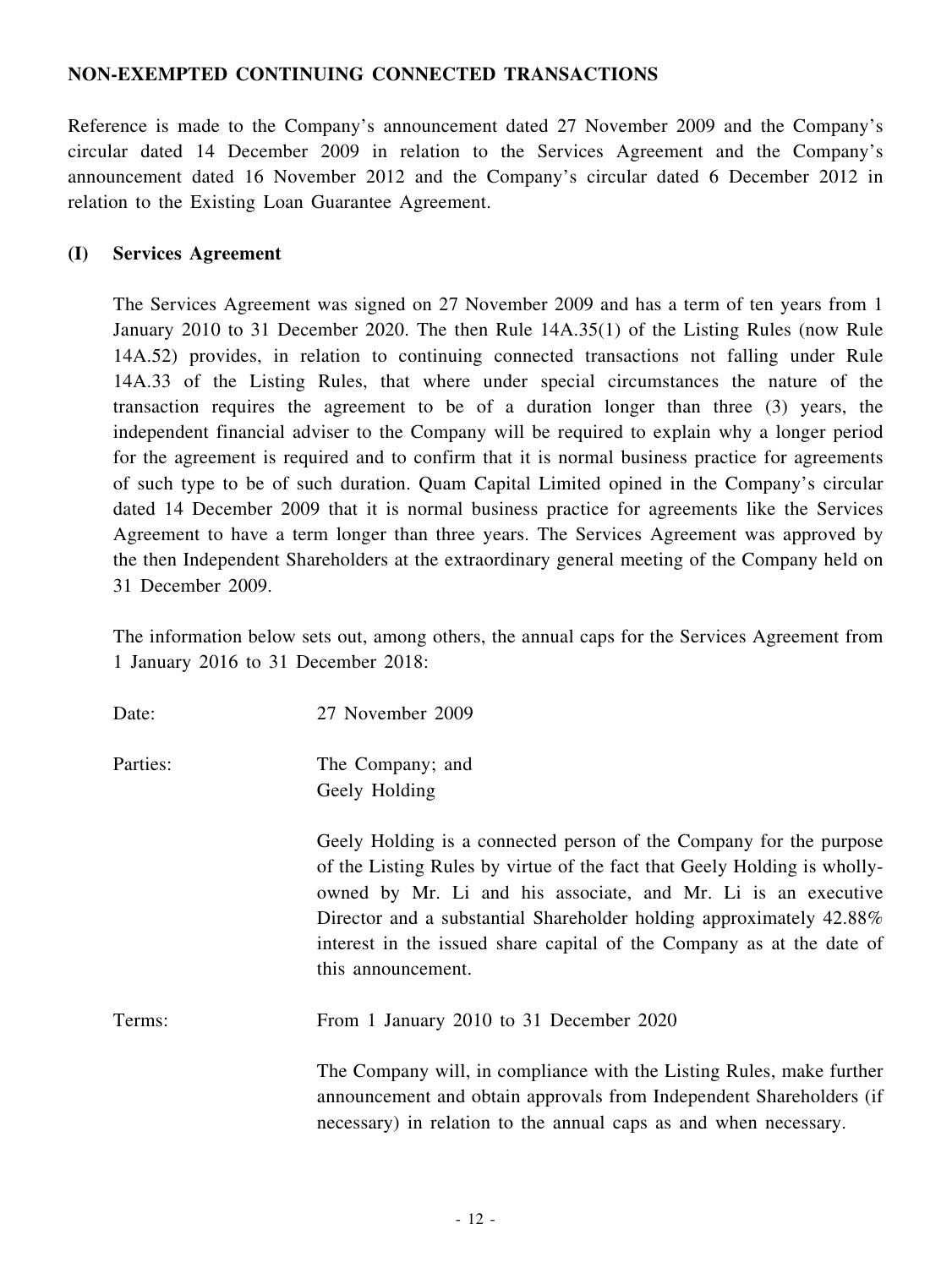## NON-EXEMPTED CONTINUING CONNECTED TRANSACTIONS

Reference is made to the Company's announcement dated 27 November 2009 and the Company's circular dated 14 December 2009 in relation to the Services Agreement and the Company's announcement dated 16 November 2012 and the Company's circular dated 6 December 2012 in relation to the Existing Loan Guarantee Agreement.

### (I) Services Agreement

The Services Agreement was signed on 27 November 2009 and has a term of ten years from 1 January 2010 to 31 December 2020. The then Rule 14A.35(1) of the Listing Rules (now Rule 14A.52) provides, in relation to continuing connected transactions not falling under Rule 14A.33 of the Listing Rules, that where under special circumstances the nature of the transaction requires the agreement to be of a duration longer than three (3) years, the independent financial adviser to the Company will be required to explain why a longer period for the agreement is required and to confirm that it is normal business practice for agreements of such type to be of such duration. Quam Capital Limited opined in the Company's circular dated 14 December 2009 that it is normal business practice for agreements like the Services Agreement to have a term longer than three years. The Services Agreement was approved by the then Independent Shareholders at the extraordinary general meeting of the Company held on 31 December 2009.

The information below sets out, among others, the annual caps for the Services Agreement from 1 January 2016 to 31 December 2018:

Date: 27 November 2009

Parties: The Company; and
Geely Holding

Geely Holding is a connected person of the Company for the purpose of the Listing Rules by virtue of the fact that Geely Holding is wholly-owned by Mr. Li and his associate, and Mr. Li is an executive Director and a substantial Shareholder holding approximately 42.88% interest in the issued share capital of the Company as at the date of this announcement.

Terms: From 1 January 2010 to 31 December 2020

The Company will, in compliance with the Listing Rules, make further announcement and obtain approvals from Independent Shareholders (if necessary) in relation to the annual caps as and when necessary.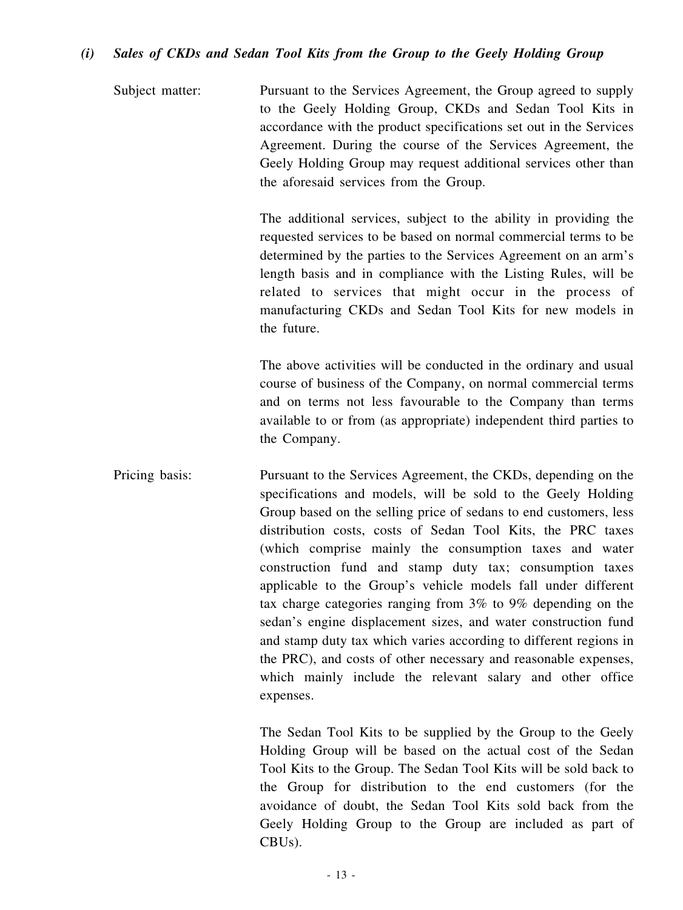### *(i) Sales of CKDs and Sedan Tool Kits from the Group to the Geely Holding Group*

Subject matter: Pursuant to the Services Agreement, the Group agreed to supply to the Geely Holding Group, CKDs and Sedan Tool Kits in accordance with the product specifications set out in the Services Agreement. During the course of the Services Agreement, the Geely Holding Group may request additional services other than the aforesaid services from the Group.

The additional services, subject to the ability in providing the requested services to be based on normal commercial terms to be determined by the parties to the Services Agreement on an arm's length basis and in compliance with the Listing Rules, will be related to services that might occur in the process of manufacturing CKDs and Sedan Tool Kits for new models in the future.

The above activities will be conducted in the ordinary and usual course of business of the Company, on normal commercial terms and on terms not less favourable to the Company than terms available to or from (as appropriate) independent third parties to the Company.

Pricing basis: Pursuant to the Services Agreement, the CKDs, depending on the specifications and models, will be sold to the Geely Holding Group based on the selling price of sedans to end customers, less distribution costs, costs of Sedan Tool Kits, the PRC taxes (which comprise mainly the consumption taxes and water construction fund and stamp duty tax; consumption taxes applicable to the Group's vehicle models fall under different tax charge categories ranging from 3% to 9% depending on the sedan's engine displacement sizes, and water construction fund and stamp duty tax which varies according to different regions in the PRC), and costs of other necessary and reasonable expenses, which mainly include the relevant salary and other office expenses.

The Sedan Tool Kits to be supplied by the Group to the Geely Holding Group will be based on the actual cost of the Sedan Tool Kits to the Group. The Sedan Tool Kits will be sold back to the Group for distribution to the end customers (for the avoidance of doubt, the Sedan Tool Kits sold back from the Geely Holding Group to the Group are included as part of CBUs).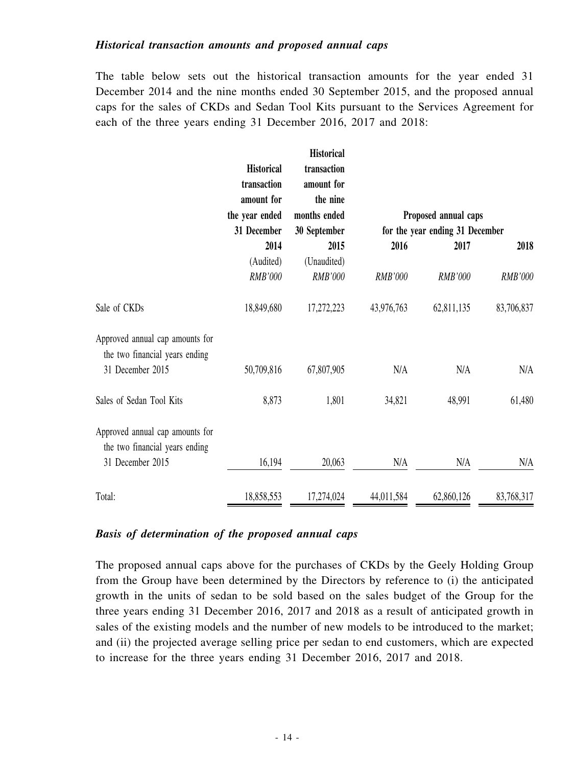***Historical transaction amounts and proposed annual caps***

The table below sets out the historical transaction amounts for the year ended 31 December 2014 and the nine months ended 30 September 2015, and the proposed annual caps for the sales of CKDs and Sedan Tool Kits pursuant to the Services Agreement for each of the three years ending 31 December 2016, 2017 and 2018:

| | Historical transaction amount for the year ended 31 December | Historical transaction amount for the nine months ended 30 September | Proposed annual caps for the year ending 31 December | | |
|---|---|---|---|---|---|
| | 2014 | 2015 | 2016 | 2017 | 2018 |
| | (Audited) | (Unaudited) | | | |
| | *RMB'000* | *RMB'000* | *RMB'000* | *RMB'000* | *RMB'000* |
| Sale of CKDs | 18,849,680 | 17,272,223 | 43,976,763 | 62,811,135 | 83,706,837 |
| Approved annual cap amounts for the two financial years ending 31 December 2015 | 50,709,816 | 67,807,905 | N/A | N/A | N/A |
| Sales of Sedan Tool Kits | 8,873 | 1,801 | 34,821 | 48,991 | 61,480 |
| Approved annual cap amounts for the two financial years ending 31 December 2015 | 16,194 | 20,063 | N/A | N/A | N/A |
| Total: | 18,858,553 | 17,274,024 | 44,011,584 | 62,860,126 | 83,768,317 |

***Basis of determination of the proposed annual caps***

The proposed annual caps above for the purchases of CKDs by the Geely Holding Group from the Group have been determined by the Directors by reference to (i) the anticipated growth in the units of sedan to be sold based on the sales budget of the Group for the three years ending 31 December 2016, 2017 and 2018 as a result of anticipated growth in sales of the existing models and the number of new models to be introduced to the market; and (ii) the projected average selling price per sedan to end customers, which are expected to increase for the three years ending 31 December 2016, 2017 and 2018.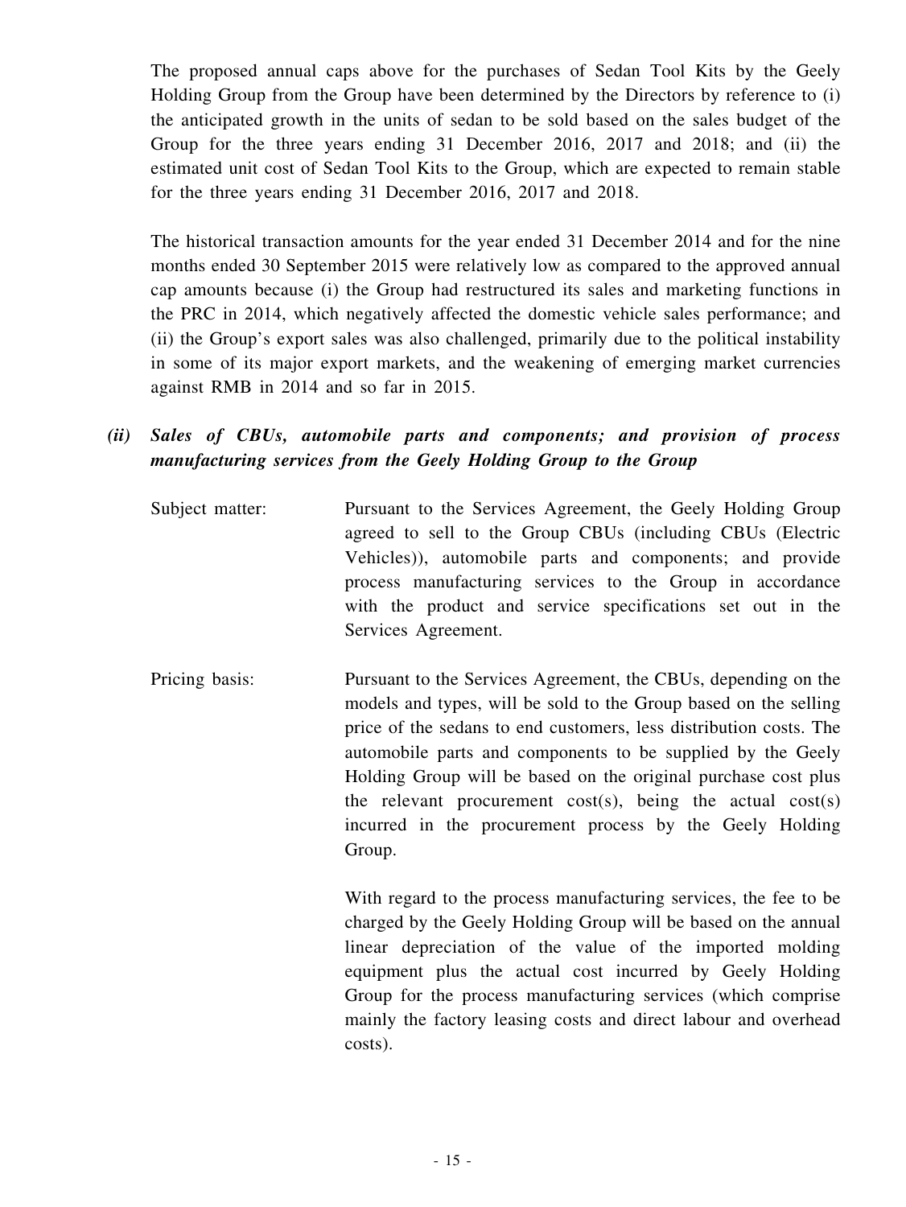The proposed annual caps above for the purchases of Sedan Tool Kits by the Geely Holding Group from the Group have been determined by the Directors by reference to (i) the anticipated growth in the units of sedan to be sold based on the sales budget of the Group for the three years ending 31 December 2016, 2017 and 2018; and (ii) the estimated unit cost of Sedan Tool Kits to the Group, which are expected to remain stable for the three years ending 31 December 2016, 2017 and 2018.

The historical transaction amounts for the year ended 31 December 2014 and for the nine months ended 30 September 2015 were relatively low as compared to the approved annual cap amounts because (i) the Group had restructured its sales and marketing functions in the PRC in 2014, which negatively affected the domestic vehicle sales performance; and (ii) the Group's export sales was also challenged, primarily due to the political instability in some of its major export markets, and the weakening of emerging market currencies against RMB in 2014 and so far in 2015.

***(ii) Sales of CBUs, automobile parts and components; and provision of process manufacturing services from the Geely Holding Group to the Group***

Subject matter: Pursuant to the Services Agreement, the Geely Holding Group agreed to sell to the Group CBUs (including CBUs (Electric Vehicles)), automobile parts and components; and provide process manufacturing services to the Group in accordance with the product and service specifications set out in the Services Agreement.

Pricing basis: Pursuant to the Services Agreement, the CBUs, depending on the models and types, will be sold to the Group based on the selling price of the sedans to end customers, less distribution costs. The automobile parts and components to be supplied by the Geely Holding Group will be based on the original purchase cost plus the relevant procurement cost(s), being the actual cost(s) incurred in the procurement process by the Geely Holding Group.

With regard to the process manufacturing services, the fee to be charged by the Geely Holding Group will be based on the annual linear depreciation of the value of the imported molding equipment plus the actual cost incurred by Geely Holding Group for the process manufacturing services (which comprise mainly the factory leasing costs and direct labour and overhead costs).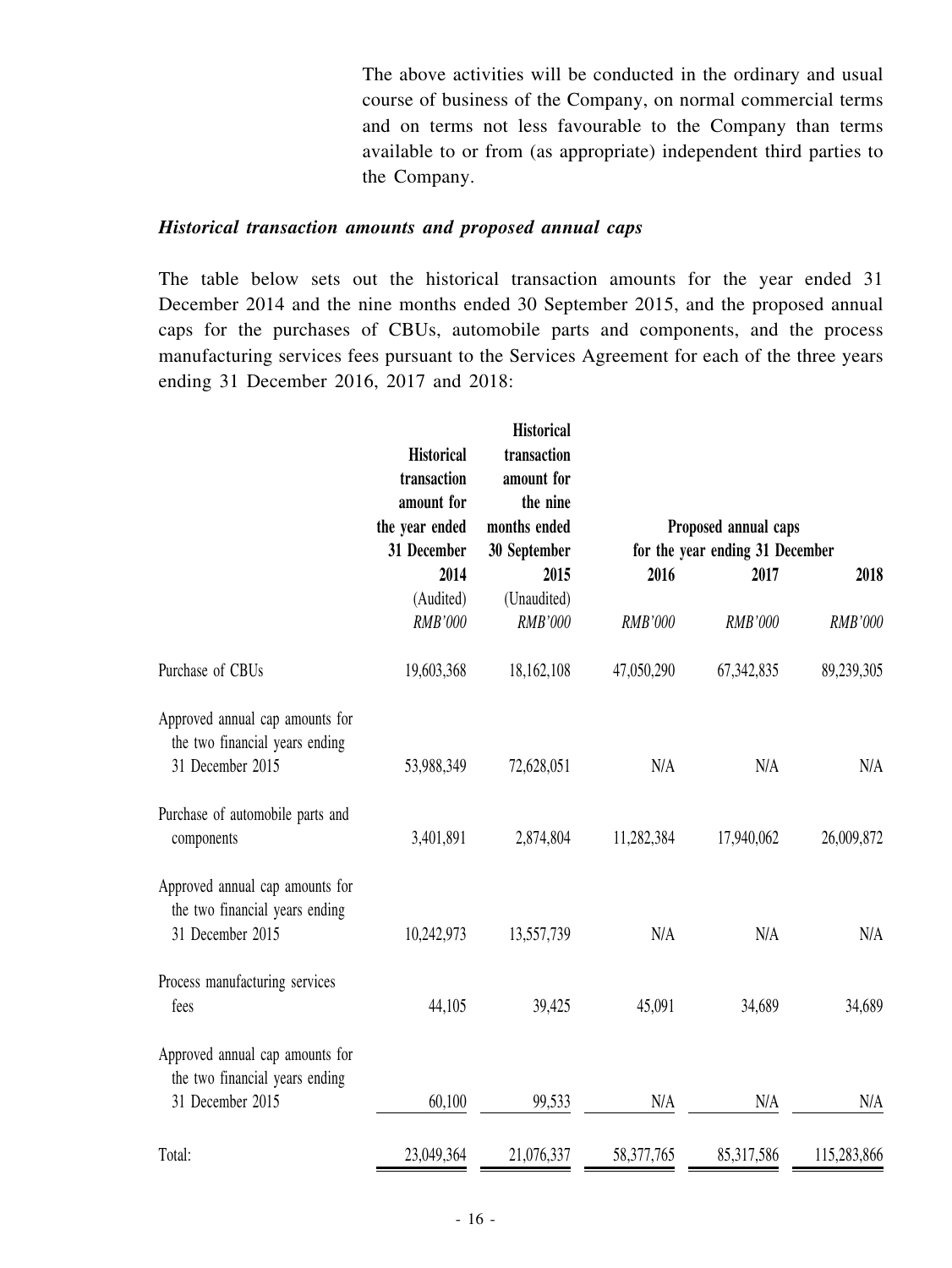The above activities will be conducted in the ordinary and usual course of business of the Company, on normal commercial terms and on terms not less favourable to the Company than terms available to or from (as appropriate) independent third parties to the Company.

***Historical transaction amounts and proposed annual caps***

The table below sets out the historical transaction amounts for the year ended 31 December 2014 and the nine months ended 30 September 2015, and the proposed annual caps for the purchases of CBUs, automobile parts and components, and the process manufacturing services fees pursuant to the Services Agreement for each of the three years ending 31 December 2016, 2017 and 2018:

| | Historical transaction amount for the year ended 31 December | Historical transaction amount for the nine months ended 30 September | Proposed annual caps for the year ending 31 December | | |
|---|---|---|---|---|---|
| | 2014 | 2015 | 2016 | 2017 | 2018 |
| | (Audited) | (Unaudited) | | | |
| | *RMB'000* | *RMB'000* | *RMB'000* | *RMB'000* | *RMB'000* |
| Purchase of CBUs | 19,603,368 | 18,162,108 | 47,050,290 | 67,342,835 | 89,239,305 |
| Approved annual cap amounts for the two financial years ending 31 December 2015 | 53,988,349 | 72,628,051 | N/A | N/A | N/A |
| Purchase of automobile parts and components | 3,401,891 | 2,874,804 | 11,282,384 | 17,940,062 | 26,009,872 |
| Approved annual cap amounts for the two financial years ending 31 December 2015 | 10,242,973 | 13,557,739 | N/A | N/A | N/A |
| Process manufacturing services fees | 44,105 | 39,425 | 45,091 | 34,689 | 34,689 |
| Approved annual cap amounts for the two financial years ending 31 December 2015 | 60,100 | 99,533 | N/A | N/A | N/A |
| Total: | 23,049,364 | 21,076,337 | 58,377,765 | 85,317,586 | 115,283,866 |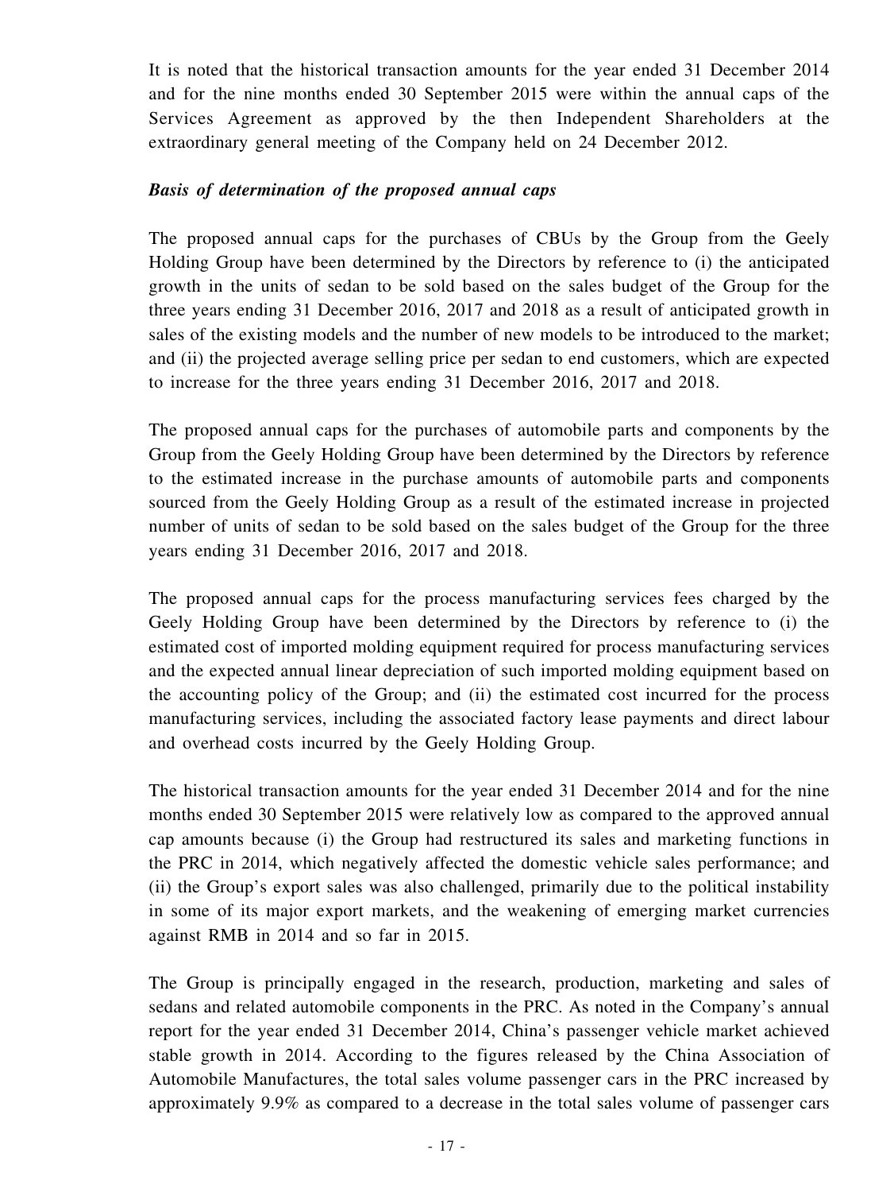It is noted that the historical transaction amounts for the year ended 31 December 2014 and for the nine months ended 30 September 2015 were within the annual caps of the Services Agreement as approved by the then Independent Shareholders at the extraordinary general meeting of the Company held on 24 December 2012.

***Basis of determination of the proposed annual caps***

The proposed annual caps for the purchases of CBUs by the Group from the Geely Holding Group have been determined by the Directors by reference to (i) the anticipated growth in the units of sedan to be sold based on the sales budget of the Group for the three years ending 31 December 2016, 2017 and 2018 as a result of anticipated growth in sales of the existing models and the number of new models to be introduced to the market; and (ii) the projected average selling price per sedan to end customers, which are expected to increase for the three years ending 31 December 2016, 2017 and 2018.

The proposed annual caps for the purchases of automobile parts and components by the Group from the Geely Holding Group have been determined by the Directors by reference to the estimated increase in the purchase amounts of automobile parts and components sourced from the Geely Holding Group as a result of the estimated increase in projected number of units of sedan to be sold based on the sales budget of the Group for the three years ending 31 December 2016, 2017 and 2018.

The proposed annual caps for the process manufacturing services fees charged by the Geely Holding Group have been determined by the Directors by reference to (i) the estimated cost of imported molding equipment required for process manufacturing services and the expected annual linear depreciation of such imported molding equipment based on the accounting policy of the Group; and (ii) the estimated cost incurred for the process manufacturing services, including the associated factory lease payments and direct labour and overhead costs incurred by the Geely Holding Group.

The historical transaction amounts for the year ended 31 December 2014 and for the nine months ended 30 September 2015 were relatively low as compared to the approved annual cap amounts because (i) the Group had restructured its sales and marketing functions in the PRC in 2014, which negatively affected the domestic vehicle sales performance; and (ii) the Group's export sales was also challenged, primarily due to the political instability in some of its major export markets, and the weakening of emerging market currencies against RMB in 2014 and so far in 2015.

The Group is principally engaged in the research, production, marketing and sales of sedans and related automobile components in the PRC. As noted in the Company's annual report for the year ended 31 December 2014, China's passenger vehicle market achieved stable growth in 2014. According to the figures released by the China Association of Automobile Manufactures, the total sales volume passenger cars in the PRC increased by approximately 9.9% as compared to a decrease in the total sales volume of passenger cars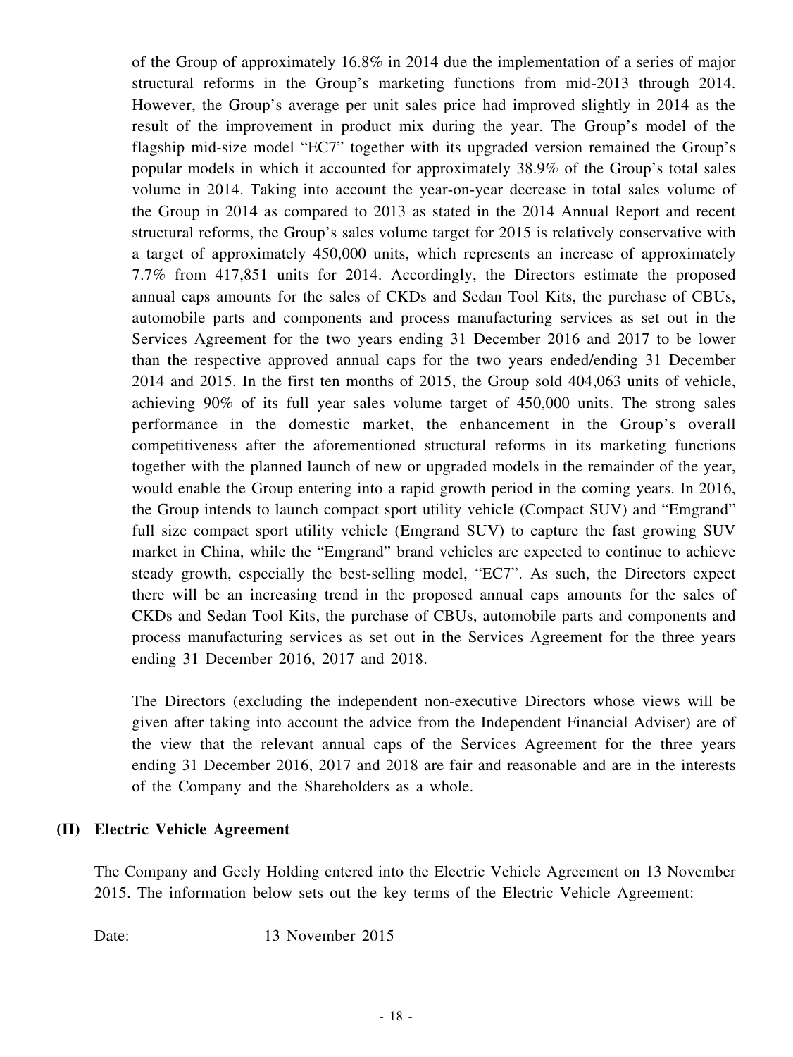of the Group of approximately 16.8% in 2014 due the implementation of a series of major structural reforms in the Group's marketing functions from mid-2013 through 2014. However, the Group's average per unit sales price had improved slightly in 2014 as the result of the improvement in product mix during the year. The Group's model of the flagship mid-size model "EC7" together with its upgraded version remained the Group's popular models in which it accounted for approximately 38.9% of the Group's total sales volume in 2014. Taking into account the year-on-year decrease in total sales volume of the Group in 2014 as compared to 2013 as stated in the 2014 Annual Report and recent structural reforms, the Group's sales volume target for 2015 is relatively conservative with a target of approximately 450,000 units, which represents an increase of approximately 7.7% from 417,851 units for 2014. Accordingly, the Directors estimate the proposed annual caps amounts for the sales of CKDs and Sedan Tool Kits, the purchase of CBUs, automobile parts and components and process manufacturing services as set out in the Services Agreement for the two years ending 31 December 2016 and 2017 to be lower than the respective approved annual caps for the two years ended/ending 31 December 2014 and 2015. In the first ten months of 2015, the Group sold 404,063 units of vehicle, achieving 90% of its full year sales volume target of 450,000 units. The strong sales performance in the domestic market, the enhancement in the Group's overall competitiveness after the aforementioned structural reforms in its marketing functions together with the planned launch of new or upgraded models in the remainder of the year, would enable the Group entering into a rapid growth period in the coming years. In 2016, the Group intends to launch compact sport utility vehicle (Compact SUV) and "Emgrand" full size compact sport utility vehicle (Emgrand SUV) to capture the fast growing SUV market in China, while the "Emgrand" brand vehicles are expected to continue to achieve steady growth, especially the best-selling model, "EC7". As such, the Directors expect there will be an increasing trend in the proposed annual caps amounts for the sales of CKDs and Sedan Tool Kits, the purchase of CBUs, automobile parts and components and process manufacturing services as set out in the Services Agreement for the three years ending 31 December 2016, 2017 and 2018.

The Directors (excluding the independent non-executive Directors whose views will be given after taking into account the advice from the Independent Financial Adviser) are of the view that the relevant annual caps of the Services Agreement for the three years ending 31 December 2016, 2017 and 2018 are fair and reasonable and are in the interests of the Company and the Shareholders as a whole.

## (II) Electric Vehicle Agreement

The Company and Geely Holding entered into the Electric Vehicle Agreement on 13 November 2015. The information below sets out the key terms of the Electric Vehicle Agreement:

Date: 13 November 2015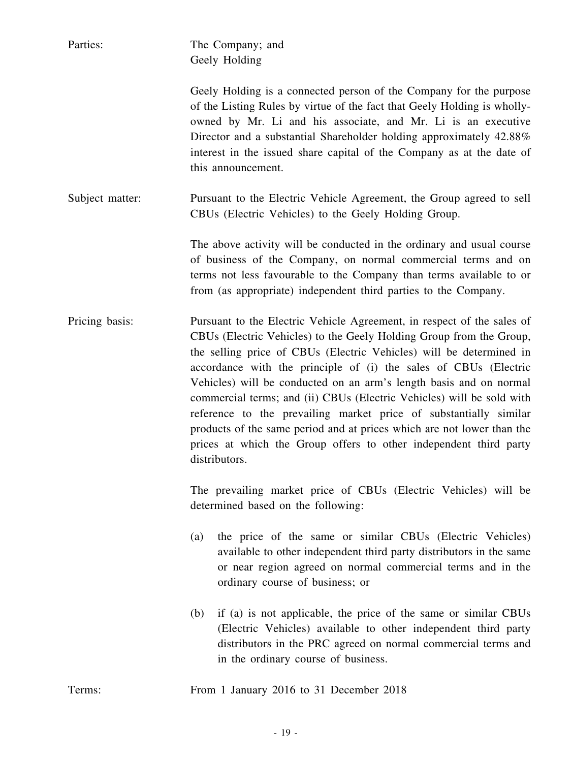Parties: The Company; and Geely Holding

Geely Holding is a connected person of the Company for the purpose of the Listing Rules by virtue of the fact that Geely Holding is wholly-owned by Mr. Li and his associate, and Mr. Li is an executive Director and a substantial Shareholder holding approximately 42.88% interest in the issued share capital of the Company as at the date of this announcement.

Subject matter: Pursuant to the Electric Vehicle Agreement, the Group agreed to sell CBUs (Electric Vehicles) to the Geely Holding Group.

The above activity will be conducted in the ordinary and usual course of business of the Company, on normal commercial terms and on terms not less favourable to the Company than terms available to or from (as appropriate) independent third parties to the Company.

Pricing basis: Pursuant to the Electric Vehicle Agreement, in respect of the sales of CBUs (Electric Vehicles) to the Geely Holding Group from the Group, the selling price of CBUs (Electric Vehicles) will be determined in accordance with the principle of (i) the sales of CBUs (Electric Vehicles) will be conducted on an arm's length basis and on normal commercial terms; and (ii) CBUs (Electric Vehicles) will be sold with reference to the prevailing market price of substantially similar products of the same period and at prices which are not lower than the prices at which the Group offers to other independent third party distributors.

The prevailing market price of CBUs (Electric Vehicles) will be determined based on the following:

(a) the price of the same or similar CBUs (Electric Vehicles) available to other independent third party distributors in the same or near region agreed on normal commercial terms and in the ordinary course of business; or

(b) if (a) is not applicable, the price of the same or similar CBUs (Electric Vehicles) available to other independent third party distributors in the PRC agreed on normal commercial terms and in the ordinary course of business.

Terms: From 1 January 2016 to 31 December 2018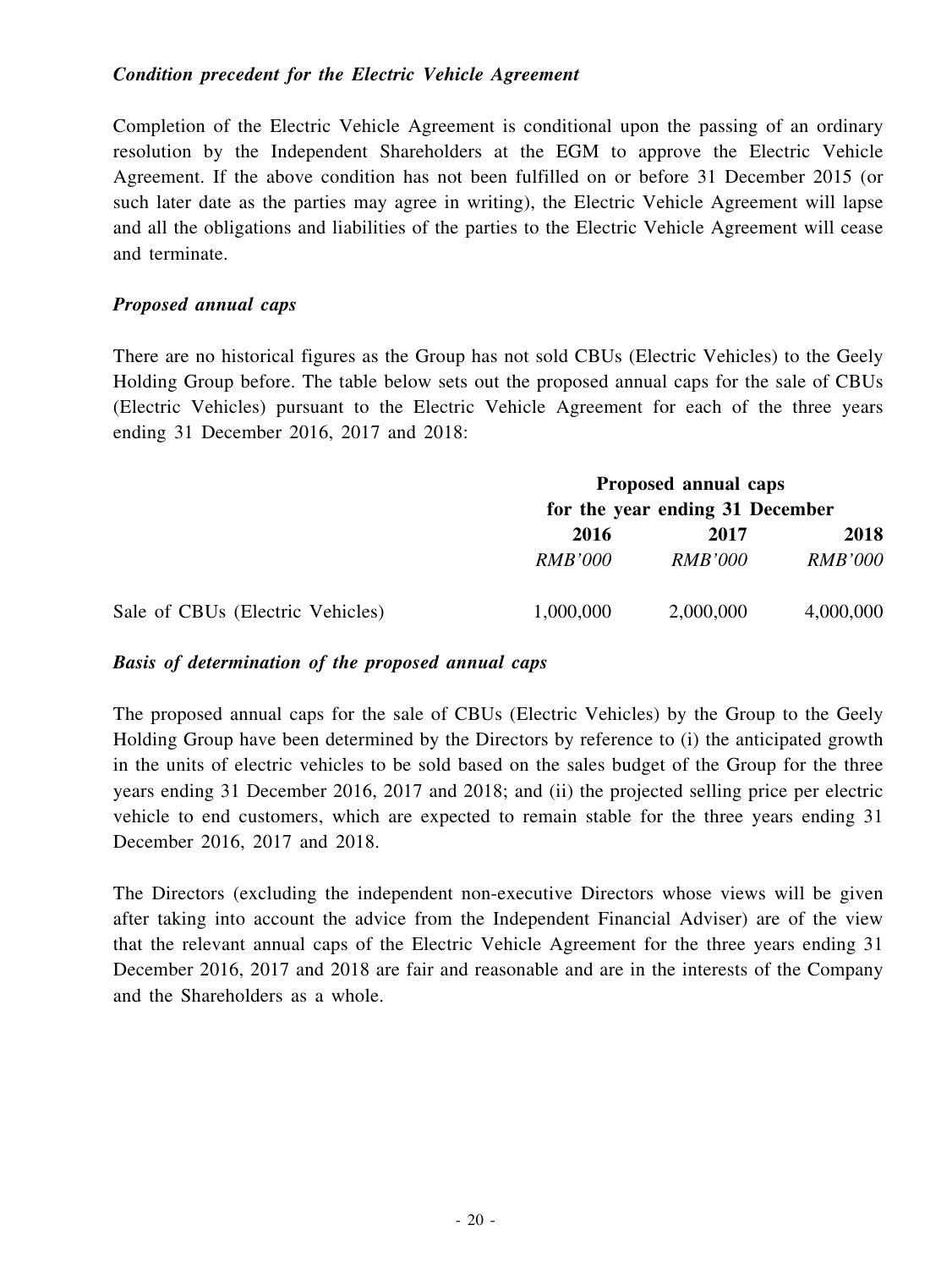***Condition precedent for the Electric Vehicle Agreement***

Completion of the Electric Vehicle Agreement is conditional upon the passing of an ordinary resolution by the Independent Shareholders at the EGM to approve the Electric Vehicle Agreement. If the above condition has not been fulfilled on or before 31 December 2015 (or such later date as the parties may agree in writing), the Electric Vehicle Agreement will lapse and all the obligations and liabilities of the parties to the Electric Vehicle Agreement will cease and terminate.

***Proposed annual caps***

There are no historical figures as the Group has not sold CBUs (Electric Vehicles) to the Geely Holding Group before. The table below sets out the proposed annual caps for the sale of CBUs (Electric Vehicles) pursuant to the Electric Vehicle Agreement for each of the three years ending 31 December 2016, 2017 and 2018:

| | **Proposed annual caps for the year ending 31 December** | | |
|---|---|---|---|
| | **2016** | **2017** | **2018** |
| | *RMB'000* | *RMB'000* | *RMB'000* |
| Sale of CBUs (Electric Vehicles) | 1,000,000 | 2,000,000 | 4,000,000 |

***Basis of determination of the proposed annual caps***

The proposed annual caps for the sale of CBUs (Electric Vehicles) by the Group to the Geely Holding Group have been determined by the Directors by reference to (i) the anticipated growth in the units of electric vehicles to be sold based on the sales budget of the Group for the three years ending 31 December 2016, 2017 and 2018; and (ii) the projected selling price per electric vehicle to end customers, which are expected to remain stable for the three years ending 31 December 2016, 2017 and 2018.

The Directors (excluding the independent non-executive Directors whose views will be given after taking into account the advice from the Independent Financial Adviser) are of the view that the relevant annual caps of the Electric Vehicle Agreement for the three years ending 31 December 2016, 2017 and 2018 are fair and reasonable and are in the interests of the Company and the Shareholders as a whole.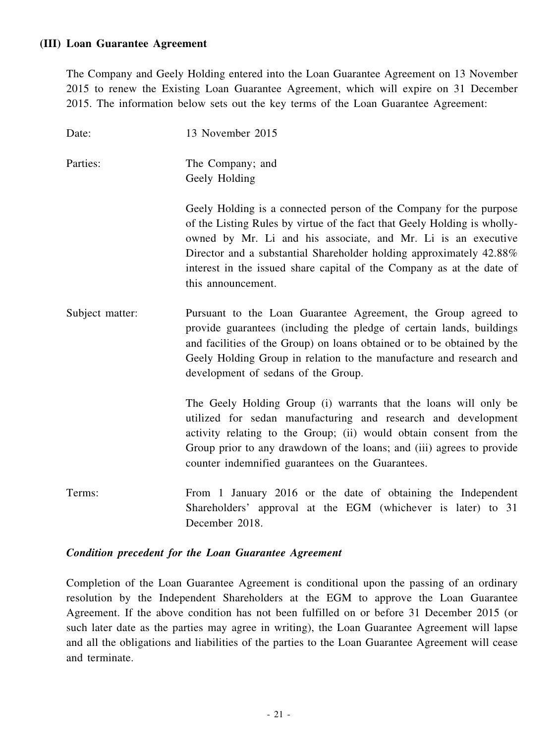### (III) Loan Guarantee Agreement

The Company and Geely Holding entered into the Loan Guarantee Agreement on 13 November 2015 to renew the Existing Loan Guarantee Agreement, which will expire on 31 December 2015. The information below sets out the key terms of the Loan Guarantee Agreement:

Date: 13 November 2015

Parties: The Company; and
Geely Holding

Geely Holding is a connected person of the Company for the purpose of the Listing Rules by virtue of the fact that Geely Holding is wholly-owned by Mr. Li and his associate, and Mr. Li is an executive Director and a substantial Shareholder holding approximately 42.88% interest in the issued share capital of the Company as at the date of this announcement.

Subject matter: Pursuant to the Loan Guarantee Agreement, the Group agreed to provide guarantees (including the pledge of certain lands, buildings and facilities of the Group) on loans obtained or to be obtained by the Geely Holding Group in relation to the manufacture and research and development of sedans of the Group.

The Geely Holding Group (i) warrants that the loans will only be utilized for sedan manufacturing and research and development activity relating to the Group; (ii) would obtain consent from the Group prior to any drawdown of the loans; and (iii) agrees to provide counter indemnified guarantees on the Guarantees.

Terms: From 1 January 2016 or the date of obtaining the Independent Shareholders' approval at the EGM (whichever is later) to 31 December 2018.

***Condition precedent for the Loan Guarantee Agreement***

Completion of the Loan Guarantee Agreement is conditional upon the passing of an ordinary resolution by the Independent Shareholders at the EGM to approve the Loan Guarantee Agreement. If the above condition has not been fulfilled on or before 31 December 2015 (or such later date as the parties may agree in writing), the Loan Guarantee Agreement will lapse and all the obligations and liabilities of the parties to the Loan Guarantee Agreement will cease and terminate.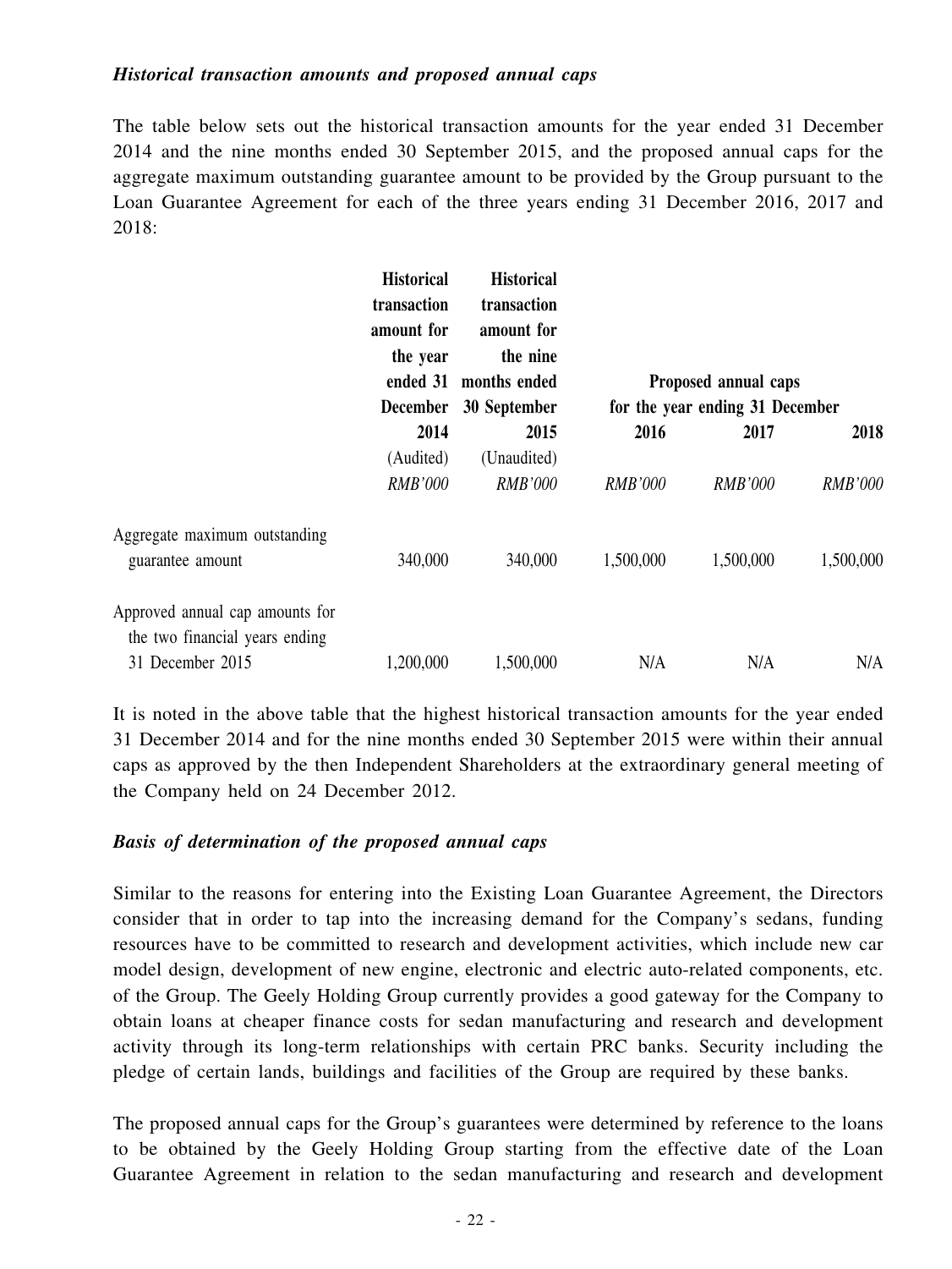*Historical transaction amounts and proposed annual caps*

The table below sets out the historical transaction amounts for the year ended 31 December 2014 and the nine months ended 30 September 2015, and the proposed annual caps for the aggregate maximum outstanding guarantee amount to be provided by the Group pursuant to the Loan Guarantee Agreement for each of the three years ending 31 December 2016, 2017 and 2018:

| | Historical transaction amount for the year ended 31 December 2014 | Historical transaction amount for the nine months ended 30 September 2015 | Proposed annual caps for the year ending 31 December | | |
|---|---|---|---|---|---|
| | | | 2016 | 2017 | 2018 |
| | (Audited) | (Unaudited) | | | |
| | *RMB'000* | *RMB'000* | *RMB'000* | *RMB'000* | *RMB'000* |
| Aggregate maximum outstanding guarantee amount | 340,000 | 340,000 | 1,500,000 | 1,500,000 | 1,500,000 |
| Approved annual cap amounts for the two financial years ending 31 December 2015 | 1,200,000 | 1,500,000 | N/A | N/A | N/A |

It is noted in the above table that the highest historical transaction amounts for the year ended 31 December 2014 and for the nine months ended 30 September 2015 were within their annual caps as approved by the then Independent Shareholders at the extraordinary general meeting of the Company held on 24 December 2012.

*Basis of determination of the proposed annual caps*

Similar to the reasons for entering into the Existing Loan Guarantee Agreement, the Directors consider that in order to tap into the increasing demand for the Company's sedans, funding resources have to be committed to research and development activities, which include new car model design, development of new engine, electronic and electric auto-related components, etc. of the Group. The Geely Holding Group currently provides a good gateway for the Company to obtain loans at cheaper finance costs for sedan manufacturing and research and development activity through its long-term relationships with certain PRC banks. Security including the pledge of certain lands, buildings and facilities of the Group are required by these banks.

The proposed annual caps for the Group's guarantees were determined by reference to the loans to be obtained by the Geely Holding Group starting from the effective date of the Loan Guarantee Agreement in relation to the sedan manufacturing and research and development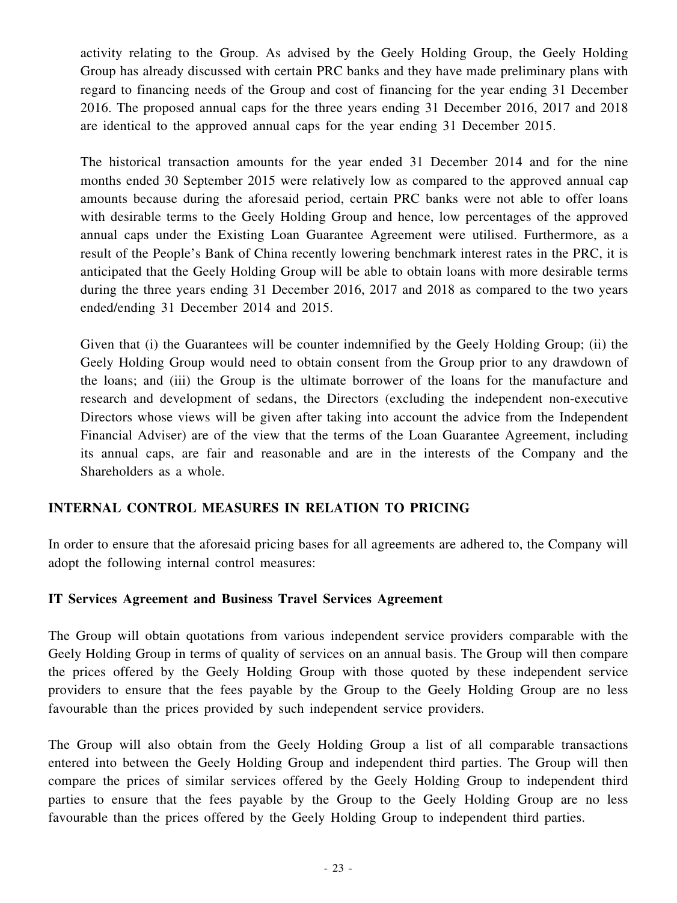activity relating to the Group. As advised by the Geely Holding Group, the Geely Holding Group has already discussed with certain PRC banks and they have made preliminary plans with regard to financing needs of the Group and cost of financing for the year ending 31 December 2016. The proposed annual caps for the three years ending 31 December 2016, 2017 and 2018 are identical to the approved annual caps for the year ending 31 December 2015.

The historical transaction amounts for the year ended 31 December 2014 and for the nine months ended 30 September 2015 were relatively low as compared to the approved annual cap amounts because during the aforesaid period, certain PRC banks were not able to offer loans with desirable terms to the Geely Holding Group and hence, low percentages of the approved annual caps under the Existing Loan Guarantee Agreement were utilised. Furthermore, as a result of the People's Bank of China recently lowering benchmark interest rates in the PRC, it is anticipated that the Geely Holding Group will be able to obtain loans with more desirable terms during the three years ending 31 December 2016, 2017 and 2018 as compared to the two years ended/ending 31 December 2014 and 2015.

Given that (i) the Guarantees will be counter indemnified by the Geely Holding Group; (ii) the Geely Holding Group would need to obtain consent from the Group prior to any drawdown of the loans; and (iii) the Group is the ultimate borrower of the loans for the manufacture and research and development of sedans, the Directors (excluding the independent non-executive Directors whose views will be given after taking into account the advice from the Independent Financial Adviser) are of the view that the terms of the Loan Guarantee Agreement, including its annual caps, are fair and reasonable and are in the interests of the Company and the Shareholders as a whole.

## INTERNAL CONTROL MEASURES IN RELATION TO PRICING

In order to ensure that the aforesaid pricing bases for all agreements are adhered to, the Company will adopt the following internal control measures:

### IT Services Agreement and Business Travel Services Agreement

The Group will obtain quotations from various independent service providers comparable with the Geely Holding Group in terms of quality of services on an annual basis. The Group will then compare the prices offered by the Geely Holding Group with those quoted by these independent service providers to ensure that the fees payable by the Group to the Geely Holding Group are no less favourable than the prices provided by such independent service providers.

The Group will also obtain from the Geely Holding Group a list of all comparable transactions entered into between the Geely Holding Group and independent third parties. The Group will then compare the prices of similar services offered by the Geely Holding Group to independent third parties to ensure that the fees payable by the Group to the Geely Holding Group are no less favourable than the prices offered by the Geely Holding Group to independent third parties.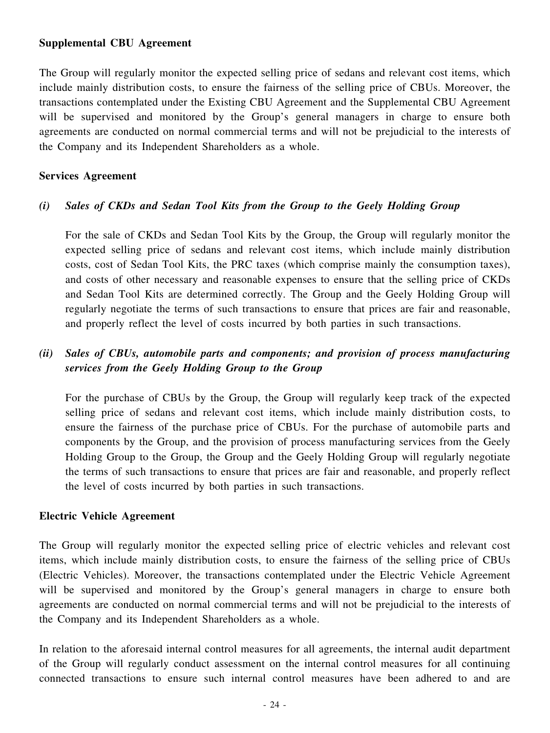**Supplemental CBU Agreement**

The Group will regularly monitor the expected selling price of sedans and relevant cost items, which include mainly distribution costs, to ensure the fairness of the selling price of CBUs. Moreover, the transactions contemplated under the Existing CBU Agreement and the Supplemental CBU Agreement will be supervised and monitored by the Group's general managers in charge to ensure both agreements are conducted on normal commercial terms and will not be prejudicial to the interests of the Company and its Independent Shareholders as a whole.

**Services Agreement**

***(i) Sales of CKDs and Sedan Tool Kits from the Group to the Geely Holding Group***

For the sale of CKDs and Sedan Tool Kits by the Group, the Group will regularly monitor the expected selling price of sedans and relevant cost items, which include mainly distribution costs, cost of Sedan Tool Kits, the PRC taxes (which comprise mainly the consumption taxes), and costs of other necessary and reasonable expenses to ensure that the selling price of CKDs and Sedan Tool Kits are determined correctly. The Group and the Geely Holding Group will regularly negotiate the terms of such transactions to ensure that prices are fair and reasonable, and properly reflect the level of costs incurred by both parties in such transactions.

***(ii) Sales of CBUs, automobile parts and components; and provision of process manufacturing services from the Geely Holding Group to the Group***

For the purchase of CBUs by the Group, the Group will regularly keep track of the expected selling price of sedans and relevant cost items, which include mainly distribution costs, to ensure the fairness of the purchase price of CBUs. For the purchase of automobile parts and components by the Group, and the provision of process manufacturing services from the Geely Holding Group to the Group, the Group and the Geely Holding Group will regularly negotiate the terms of such transactions to ensure that prices are fair and reasonable, and properly reflect the level of costs incurred by both parties in such transactions.

**Electric Vehicle Agreement**

The Group will regularly monitor the expected selling price of electric vehicles and relevant cost items, which include mainly distribution costs, to ensure the fairness of the selling price of CBUs (Electric Vehicles). Moreover, the transactions contemplated under the Electric Vehicle Agreement will be supervised and monitored by the Group's general managers in charge to ensure both agreements are conducted on normal commercial terms and will not be prejudicial to the interests of the Company and its Independent Shareholders as a whole.

In relation to the aforesaid internal control measures for all agreements, the internal audit department of the Group will regularly conduct assessment on the internal control measures for all continuing connected transactions to ensure such internal control measures have been adhered to and are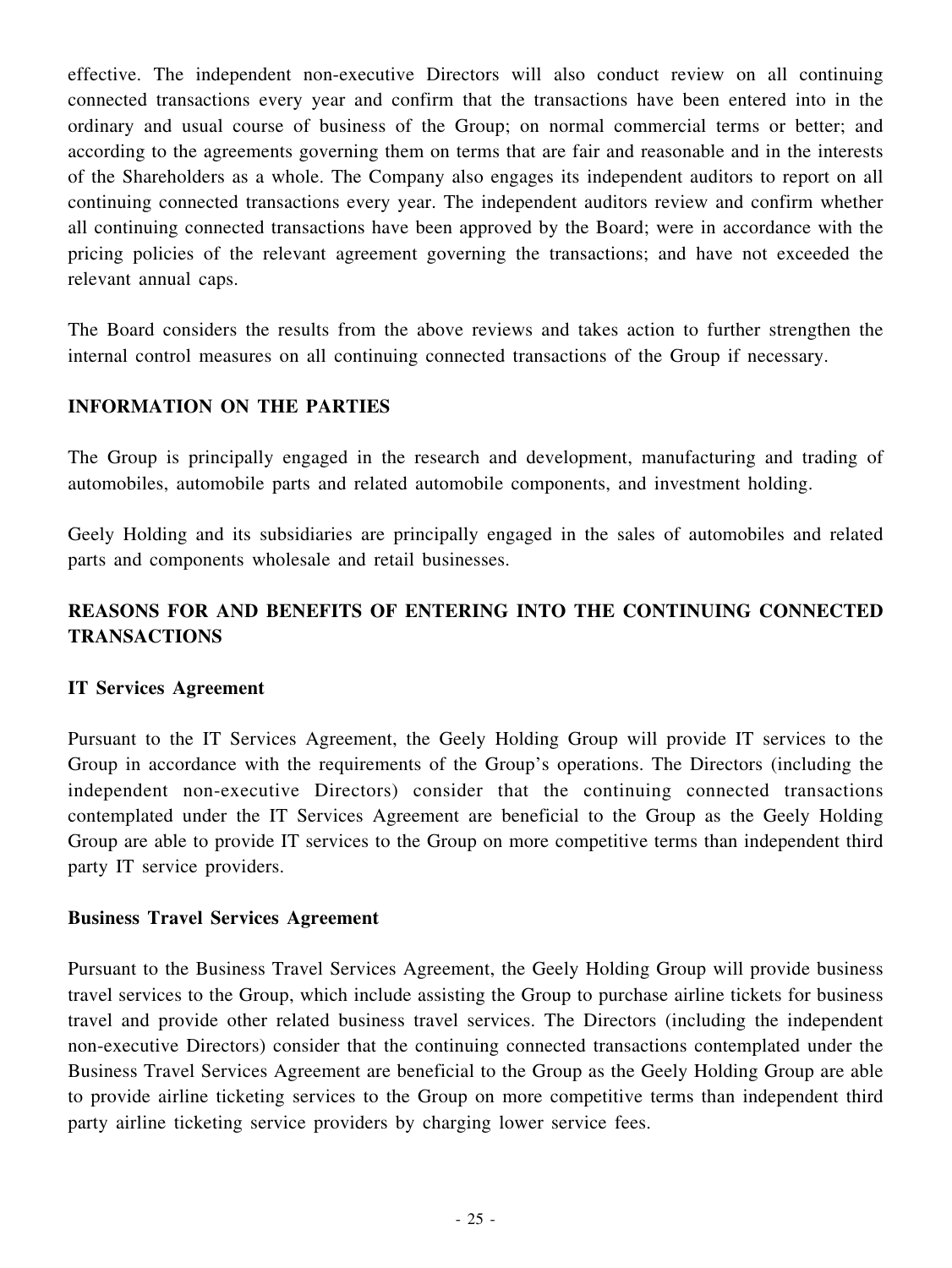effective. The independent non-executive Directors will also conduct review on all continuing connected transactions every year and confirm that the transactions have been entered into in the ordinary and usual course of business of the Group; on normal commercial terms or better; and according to the agreements governing them on terms that are fair and reasonable and in the interests of the Shareholders as a whole. The Company also engages its independent auditors to report on all continuing connected transactions every year. The independent auditors review and confirm whether all continuing connected transactions have been approved by the Board; were in accordance with the pricing policies of the relevant agreement governing the transactions; and have not exceeded the relevant annual caps.

The Board considers the results from the above reviews and takes action to further strengthen the internal control measures on all continuing connected transactions of the Group if necessary.

## INFORMATION ON THE PARTIES

The Group is principally engaged in the research and development, manufacturing and trading of automobiles, automobile parts and related automobile components, and investment holding.

Geely Holding and its subsidiaries are principally engaged in the sales of automobiles and related parts and components wholesale and retail businesses.

## REASONS FOR AND BENEFITS OF ENTERING INTO THE CONTINUING CONNECTED TRANSACTIONS

### IT Services Agreement

Pursuant to the IT Services Agreement, the Geely Holding Group will provide IT services to the Group in accordance with the requirements of the Group's operations. The Directors (including the independent non-executive Directors) consider that the continuing connected transactions contemplated under the IT Services Agreement are beneficial to the Group as the Geely Holding Group are able to provide IT services to the Group on more competitive terms than independent third party IT service providers.

### Business Travel Services Agreement

Pursuant to the Business Travel Services Agreement, the Geely Holding Group will provide business travel services to the Group, which include assisting the Group to purchase airline tickets for business travel and provide other related business travel services. The Directors (including the independent non-executive Directors) consider that the continuing connected transactions contemplated under the Business Travel Services Agreement are beneficial to the Group as the Geely Holding Group are able to provide airline ticketing services to the Group on more competitive terms than independent third party airline ticketing service providers by charging lower service fees.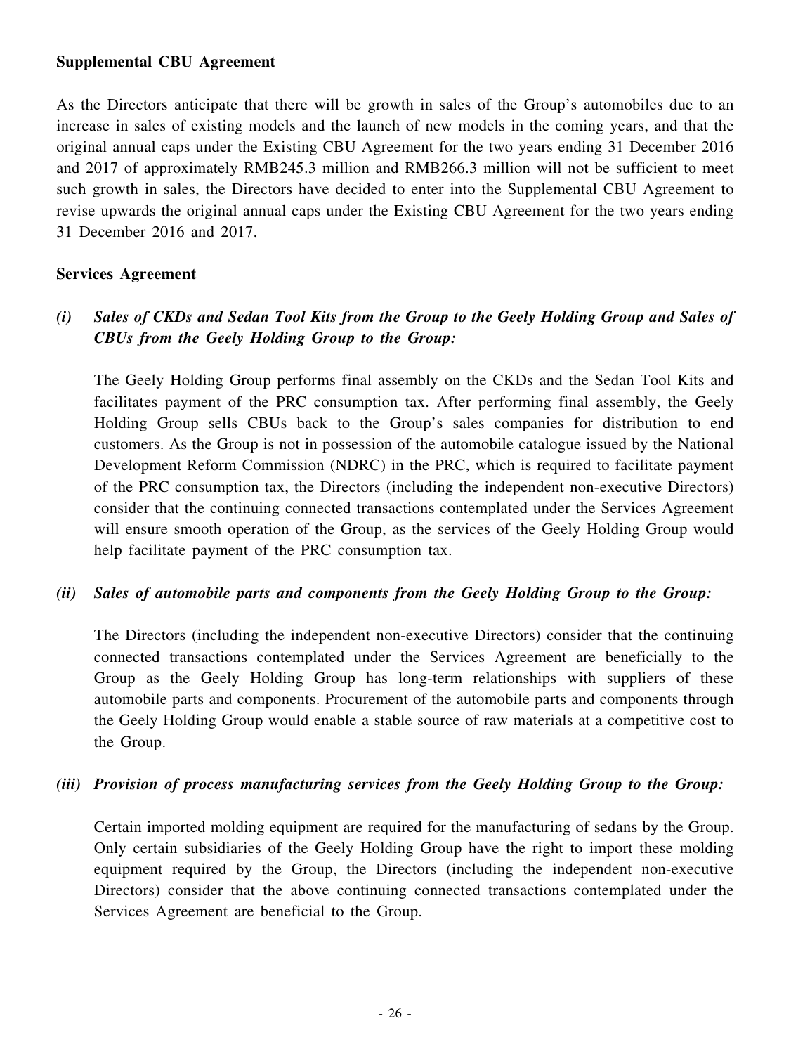**Supplemental CBU Agreement**

As the Directors anticipate that there will be growth in sales of the Group's automobiles due to an increase in sales of existing models and the launch of new models in the coming years, and that the original annual caps under the Existing CBU Agreement for the two years ending 31 December 2016 and 2017 of approximately RMB245.3 million and RMB266.3 million will not be sufficient to meet such growth in sales, the Directors have decided to enter into the Supplemental CBU Agreement to revise upwards the original annual caps under the Existing CBU Agreement for the two years ending 31 December 2016 and 2017.

**Services Agreement**

*(i) Sales of CKDs and Sedan Tool Kits from the Group to the Geely Holding Group and Sales of CBUs from the Geely Holding Group to the Group:*

The Geely Holding Group performs final assembly on the CKDs and the Sedan Tool Kits and facilitates payment of the PRC consumption tax. After performing final assembly, the Geely Holding Group sells CBUs back to the Group's sales companies for distribution to end customers. As the Group is not in possession of the automobile catalogue issued by the National Development Reform Commission (NDRC) in the PRC, which is required to facilitate payment of the PRC consumption tax, the Directors (including the independent non-executive Directors) consider that the continuing connected transactions contemplated under the Services Agreement will ensure smooth operation of the Group, as the services of the Geely Holding Group would help facilitate payment of the PRC consumption tax.

*(ii) Sales of automobile parts and components from the Geely Holding Group to the Group:*

The Directors (including the independent non-executive Directors) consider that the continuing connected transactions contemplated under the Services Agreement are beneficially to the Group as the Geely Holding Group has long-term relationships with suppliers of these automobile parts and components. Procurement of the automobile parts and components through the Geely Holding Group would enable a stable source of raw materials at a competitive cost to the Group.

*(iii) Provision of process manufacturing services from the Geely Holding Group to the Group:*

Certain imported molding equipment are required for the manufacturing of sedans by the Group. Only certain subsidiaries of the Geely Holding Group have the right to import these molding equipment required by the Group, the Directors (including the independent non-executive Directors) consider that the above continuing connected transactions contemplated under the Services Agreement are beneficial to the Group.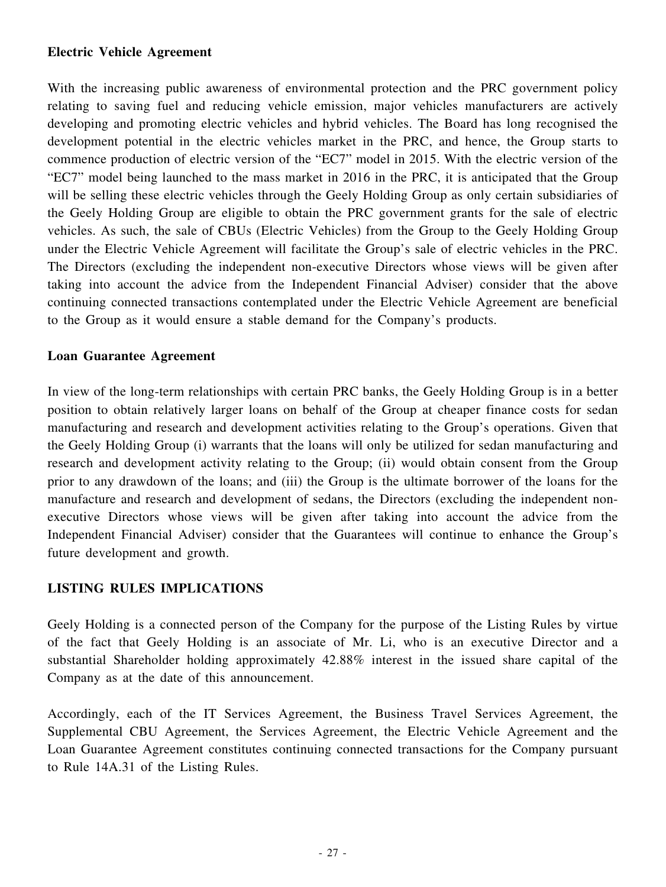**Electric Vehicle Agreement**

With the increasing public awareness of environmental protection and the PRC government policy relating to saving fuel and reducing vehicle emission, major vehicles manufacturers are actively developing and promoting electric vehicles and hybrid vehicles. The Board has long recognised the development potential in the electric vehicles market in the PRC, and hence, the Group starts to commence production of electric version of the "EC7" model in 2015. With the electric version of the "EC7" model being launched to the mass market in 2016 in the PRC, it is anticipated that the Group will be selling these electric vehicles through the Geely Holding Group as only certain subsidiaries of the Geely Holding Group are eligible to obtain the PRC government grants for the sale of electric vehicles. As such, the sale of CBUs (Electric Vehicles) from the Group to the Geely Holding Group under the Electric Vehicle Agreement will facilitate the Group's sale of electric vehicles in the PRC. The Directors (excluding the independent non-executive Directors whose views will be given after taking into account the advice from the Independent Financial Adviser) consider that the above continuing connected transactions contemplated under the Electric Vehicle Agreement are beneficial to the Group as it would ensure a stable demand for the Company's products.

**Loan Guarantee Agreement**

In view of the long-term relationships with certain PRC banks, the Geely Holding Group is in a better position to obtain relatively larger loans on behalf of the Group at cheaper finance costs for sedan manufacturing and research and development activities relating to the Group's operations. Given that the Geely Holding Group (i) warrants that the loans will only be utilized for sedan manufacturing and research and development activity relating to the Group; (ii) would obtain consent from the Group prior to any drawdown of the loans; and (iii) the Group is the ultimate borrower of the loans for the manufacture and research and development of sedans, the Directors (excluding the independent non-executive Directors whose views will be given after taking into account the advice from the Independent Financial Adviser) consider that the Guarantees will continue to enhance the Group's future development and growth.

## LISTING RULES IMPLICATIONS

Geely Holding is a connected person of the Company for the purpose of the Listing Rules by virtue of the fact that Geely Holding is an associate of Mr. Li, who is an executive Director and a substantial Shareholder holding approximately 42.88% interest in the issued share capital of the Company as at the date of this announcement.

Accordingly, each of the IT Services Agreement, the Business Travel Services Agreement, the Supplemental CBU Agreement, the Services Agreement, the Electric Vehicle Agreement and the Loan Guarantee Agreement constitutes continuing connected transactions for the Company pursuant to Rule 14A.31 of the Listing Rules.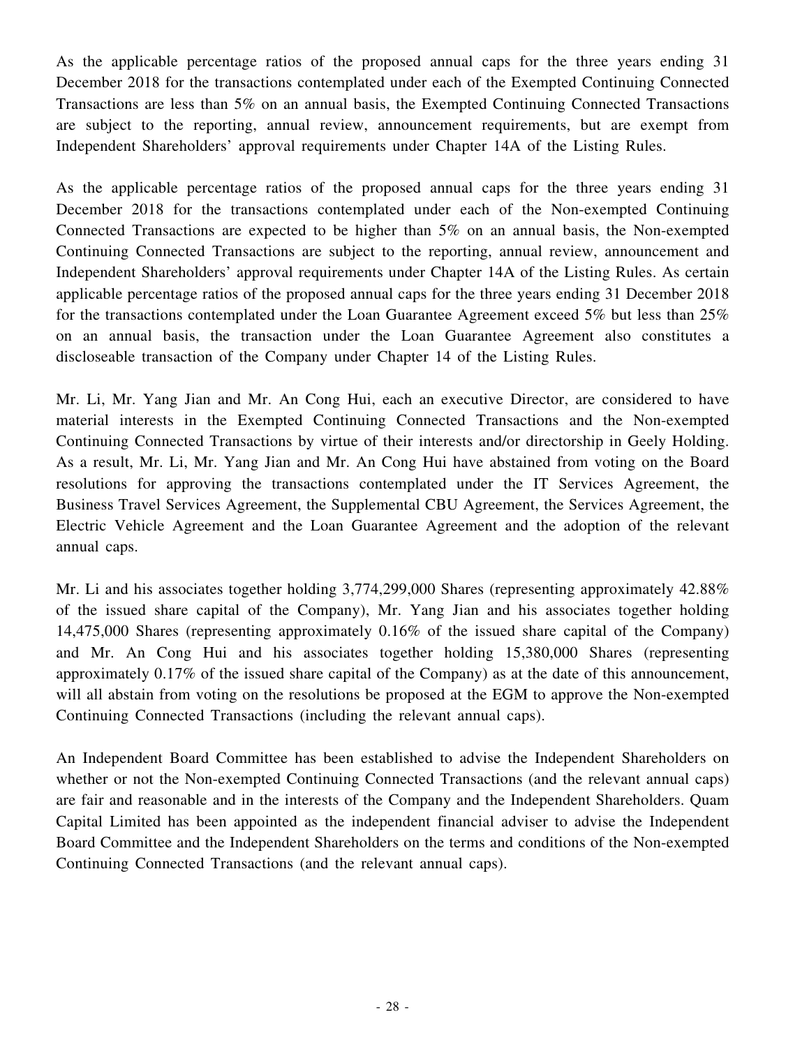As the applicable percentage ratios of the proposed annual caps for the three years ending 31 December 2018 for the transactions contemplated under each of the Exempted Continuing Connected Transactions are less than 5% on an annual basis, the Exempted Continuing Connected Transactions are subject to the reporting, annual review, announcement requirements, but are exempt from Independent Shareholders' approval requirements under Chapter 14A of the Listing Rules.

As the applicable percentage ratios of the proposed annual caps for the three years ending 31 December 2018 for the transactions contemplated under each of the Non-exempted Continuing Connected Transactions are expected to be higher than 5% on an annual basis, the Non-exempted Continuing Connected Transactions are subject to the reporting, annual review, announcement and Independent Shareholders' approval requirements under Chapter 14A of the Listing Rules. As certain applicable percentage ratios of the proposed annual caps for the three years ending 31 December 2018 for the transactions contemplated under the Loan Guarantee Agreement exceed 5% but less than 25% on an annual basis, the transaction under the Loan Guarantee Agreement also constitutes a discloseable transaction of the Company under Chapter 14 of the Listing Rules.

Mr. Li, Mr. Yang Jian and Mr. An Cong Hui, each an executive Director, are considered to have material interests in the Exempted Continuing Connected Transactions and the Non-exempted Continuing Connected Transactions by virtue of their interests and/or directorship in Geely Holding. As a result, Mr. Li, Mr. Yang Jian and Mr. An Cong Hui have abstained from voting on the Board resolutions for approving the transactions contemplated under the IT Services Agreement, the Business Travel Services Agreement, the Supplemental CBU Agreement, the Services Agreement, the Electric Vehicle Agreement and the Loan Guarantee Agreement and the adoption of the relevant annual caps.

Mr. Li and his associates together holding 3,774,299,000 Shares (representing approximately 42.88% of the issued share capital of the Company), Mr. Yang Jian and his associates together holding 14,475,000 Shares (representing approximately 0.16% of the issued share capital of the Company) and Mr. An Cong Hui and his associates together holding 15,380,000 Shares (representing approximately 0.17% of the issued share capital of the Company) as at the date of this announcement, will all abstain from voting on the resolutions be proposed at the EGM to approve the Non-exempted Continuing Connected Transactions (including the relevant annual caps).

An Independent Board Committee has been established to advise the Independent Shareholders on whether or not the Non-exempted Continuing Connected Transactions (and the relevant annual caps) are fair and reasonable and in the interests of the Company and the Independent Shareholders. Quam Capital Limited has been appointed as the independent financial adviser to advise the Independent Board Committee and the Independent Shareholders on the terms and conditions of the Non-exempted Continuing Connected Transactions (and the relevant annual caps).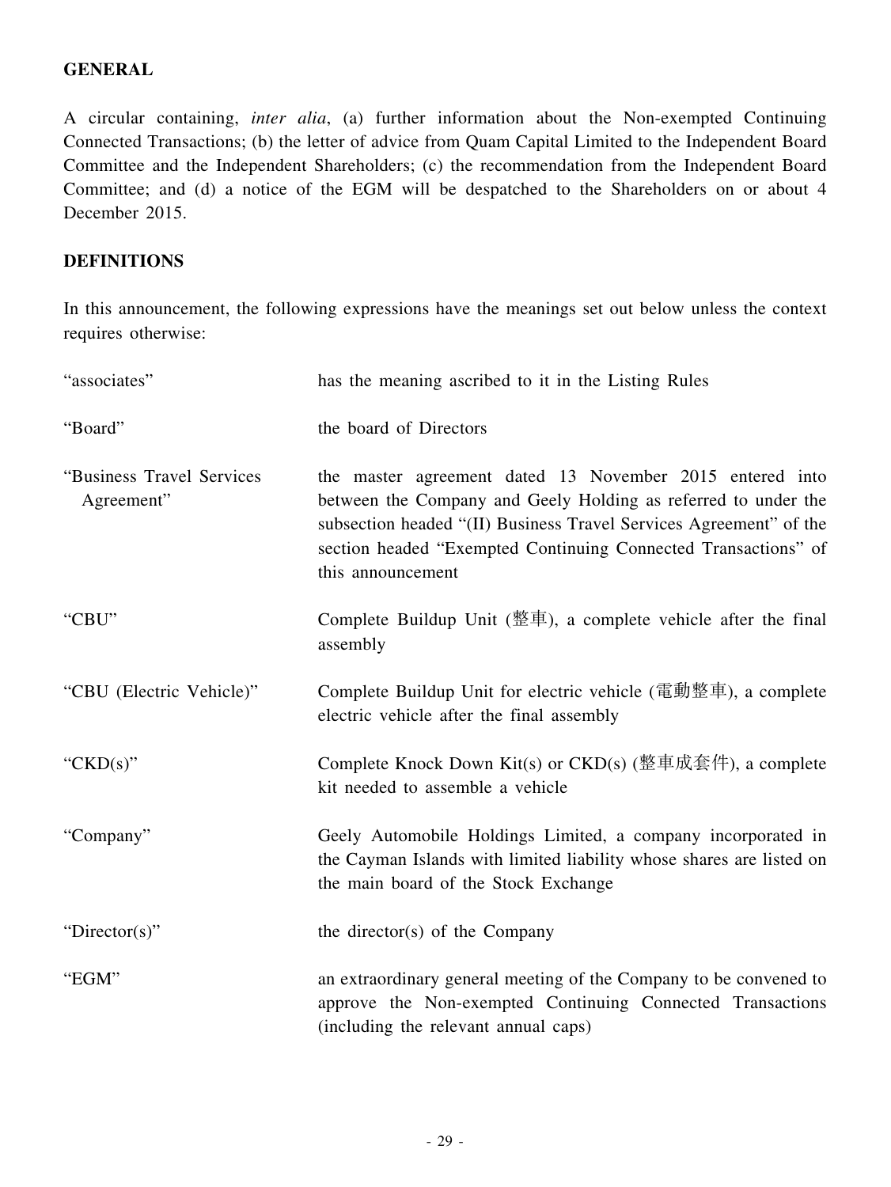## GENERAL

A circular containing, *inter alia*, (a) further information about the Non-exempted Continuing Connected Transactions; (b) the letter of advice from Quam Capital Limited to the Independent Board Committee and the Independent Shareholders; (c) the recommendation from the Independent Board Committee; and (d) a notice of the EGM will be despatched to the Shareholders on or about 4 December 2015.

## DEFINITIONS

In this announcement, the following expressions have the meanings set out below unless the context requires otherwise:

| | |
|---|---|
| "associates" | has the meaning ascribed to it in the Listing Rules |
| "Board" | the board of Directors |
| "Business Travel Services Agreement" | the master agreement dated 13 November 2015 entered into between the Company and Geely Holding as referred to under the subsection headed "(II) Business Travel Services Agreement" of the section headed "Exempted Continuing Connected Transactions" of this announcement |
| "CBU" | Complete Buildup Unit (整車), a complete vehicle after the final assembly |
| "CBU (Electric Vehicle)" | Complete Buildup Unit for electric vehicle (電動整車), a complete electric vehicle after the final assembly |
| "CKD(s)" | Complete Knock Down Kit(s) or CKD(s) (整車成套件), a complete kit needed to assemble a vehicle |
| "Company" | Geely Automobile Holdings Limited, a company incorporated in the Cayman Islands with limited liability whose shares are listed on the main board of the Stock Exchange |
| "Director(s)" | the director(s) of the Company |
| "EGM" | an extraordinary general meeting of the Company to be convened to approve the Non-exempted Continuing Connected Transactions (including the relevant annual caps) |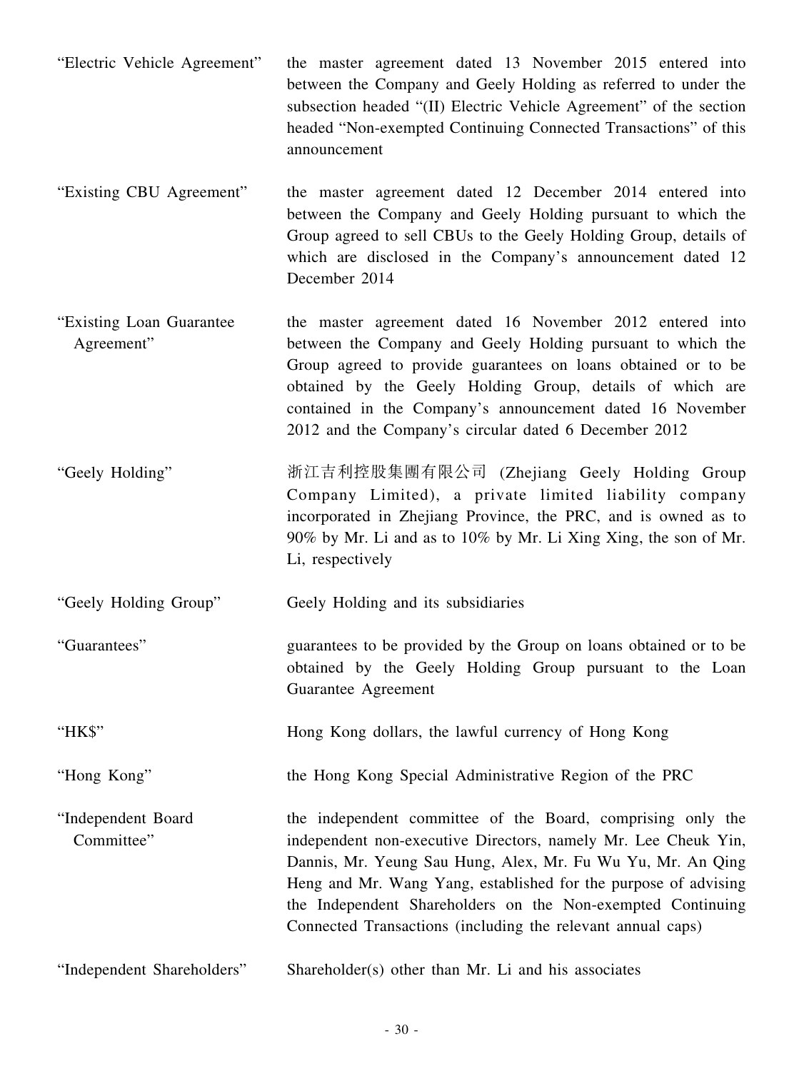| | |
|---|---|
| "Electric Vehicle Agreement" | the master agreement dated 13 November 2015 entered into between the Company and Geely Holding as referred to under the subsection headed "(II) Electric Vehicle Agreement" of the section headed "Non-exempted Continuing Connected Transactions" of this announcement |
| "Existing CBU Agreement" | the master agreement dated 12 December 2014 entered into between the Company and Geely Holding pursuant to which the Group agreed to sell CBUs to the Geely Holding Group, details of which are disclosed in the Company's announcement dated 12 December 2014 |
| "Existing Loan Guarantee Agreement" | the master agreement dated 16 November 2012 entered into between the Company and Geely Holding pursuant to which the Group agreed to provide guarantees on loans obtained or to be obtained by the Geely Holding Group, details of which are contained in the Company's announcement dated 16 November 2012 and the Company's circular dated 6 December 2012 |
| "Geely Holding" | 浙江吉利控股集團有限公司 (Zhejiang Geely Holding Group Company Limited), a private limited liability company incorporated in Zhejiang Province, the PRC, and is owned as to 90% by Mr. Li and as to 10% by Mr. Li Xing Xing, the son of Mr. Li, respectively |
| "Geely Holding Group" | Geely Holding and its subsidiaries |
| "Guarantees" | guarantees to be provided by the Group on loans obtained or to be obtained by the Geely Holding Group pursuant to the Loan Guarantee Agreement |
| "HK$" | Hong Kong dollars, the lawful currency of Hong Kong |
| "Hong Kong" | the Hong Kong Special Administrative Region of the PRC |
| "Independent Board Committee" | the independent committee of the Board, comprising only the independent non-executive Directors, namely Mr. Lee Cheuk Yin, Dannis, Mr. Yeung Sau Hung, Alex, Mr. Fu Wu Yu, Mr. An Qing Heng and Mr. Wang Yang, established for the purpose of advising the Independent Shareholders on the Non-exempted Continuing Connected Transactions (including the relevant annual caps) |
| "Independent Shareholders" | Shareholder(s) other than Mr. Li and his associates |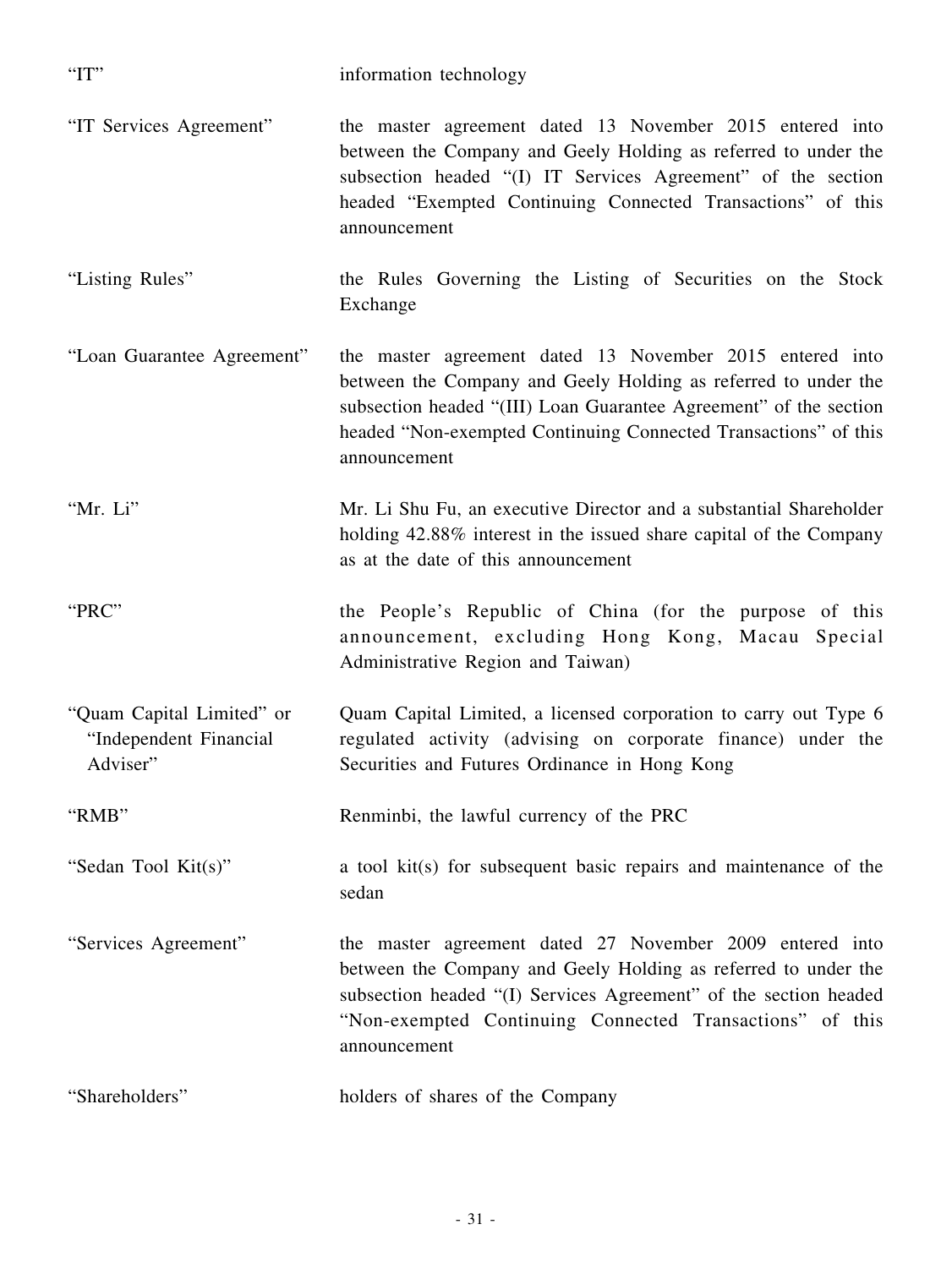| | |
|---|---|
| "IT" | information technology |
| "IT Services Agreement" | the master agreement dated 13 November 2015 entered into between the Company and Geely Holding as referred to under the subsection headed "(I) IT Services Agreement" of the section headed "Exempted Continuing Connected Transactions" of this announcement |
| "Listing Rules" | the Rules Governing the Listing of Securities on the Stock Exchange |
| "Loan Guarantee Agreement" | the master agreement dated 13 November 2015 entered into between the Company and Geely Holding as referred to under the subsection headed "(III) Loan Guarantee Agreement" of the section headed "Non-exempted Continuing Connected Transactions" of this announcement |
| "Mr. Li" | Mr. Li Shu Fu, an executive Director and a substantial Shareholder holding 42.88% interest in the issued share capital of the Company as at the date of this announcement |
| "PRC" | the People's Republic of China (for the purpose of this announcement, excluding Hong Kong, Macau Special Administrative Region and Taiwan) |
| "Quam Capital Limited" or "Independent Financial Adviser" | Quam Capital Limited, a licensed corporation to carry out Type 6 regulated activity (advising on corporate finance) under the Securities and Futures Ordinance in Hong Kong |
| "RMB" | Renminbi, the lawful currency of the PRC |
| "Sedan Tool Kit(s)" | a tool kit(s) for subsequent basic repairs and maintenance of the sedan |
| "Services Agreement" | the master agreement dated 27 November 2009 entered into between the Company and Geely Holding as referred to under the subsection headed "(I) Services Agreement" of the section headed "Non-exempted Continuing Connected Transactions" of this announcement |
| "Shareholders" | holders of shares of the Company |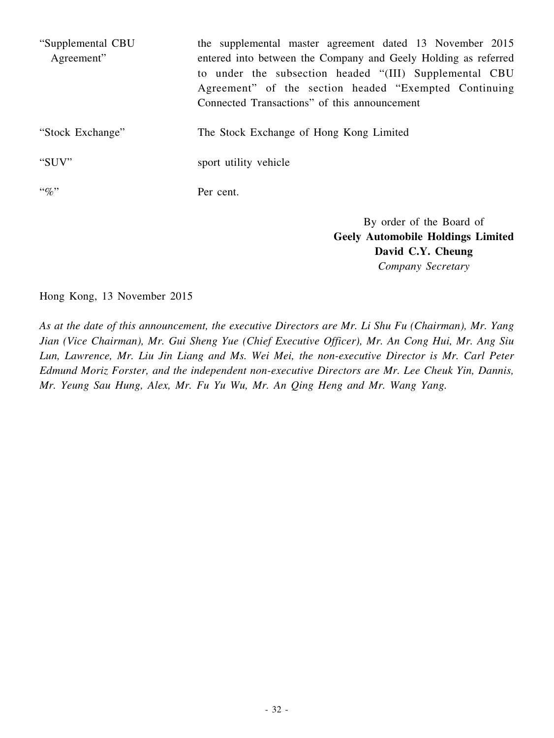| | |
|---|---|
| "Supplemental CBU Agreement" | the supplemental master agreement dated 13 November 2015 entered into between the Company and Geely Holding as referred to under the subsection headed "(III) Supplemental CBU Agreement" of the section headed "Exempted Continuing Connected Transactions" of this announcement |
| "Stock Exchange" | The Stock Exchange of Hong Kong Limited |
| "SUV" | sport utility vehicle |
| "%" | Per cent. |

By order of the Board of
**Geely Automobile Holdings Limited**
**David C.Y. Cheung**
*Company Secretary*

Hong Kong, 13 November 2015

*As at the date of this announcement, the executive Directors are Mr. Li Shu Fu (Chairman), Mr. Yang Jian (Vice Chairman), Mr. Gui Sheng Yue (Chief Executive Officer), Mr. An Cong Hui, Mr. Ang Siu Lun, Lawrence, Mr. Liu Jin Liang and Ms. Wei Mei, the non-executive Director is Mr. Carl Peter Edmund Moriz Forster, and the independent non-executive Directors are Mr. Lee Cheuk Yin, Dannis, Mr. Yeung Sau Hung, Alex, Mr. Fu Yu Wu, Mr. An Qing Heng and Mr. Wang Yang.*